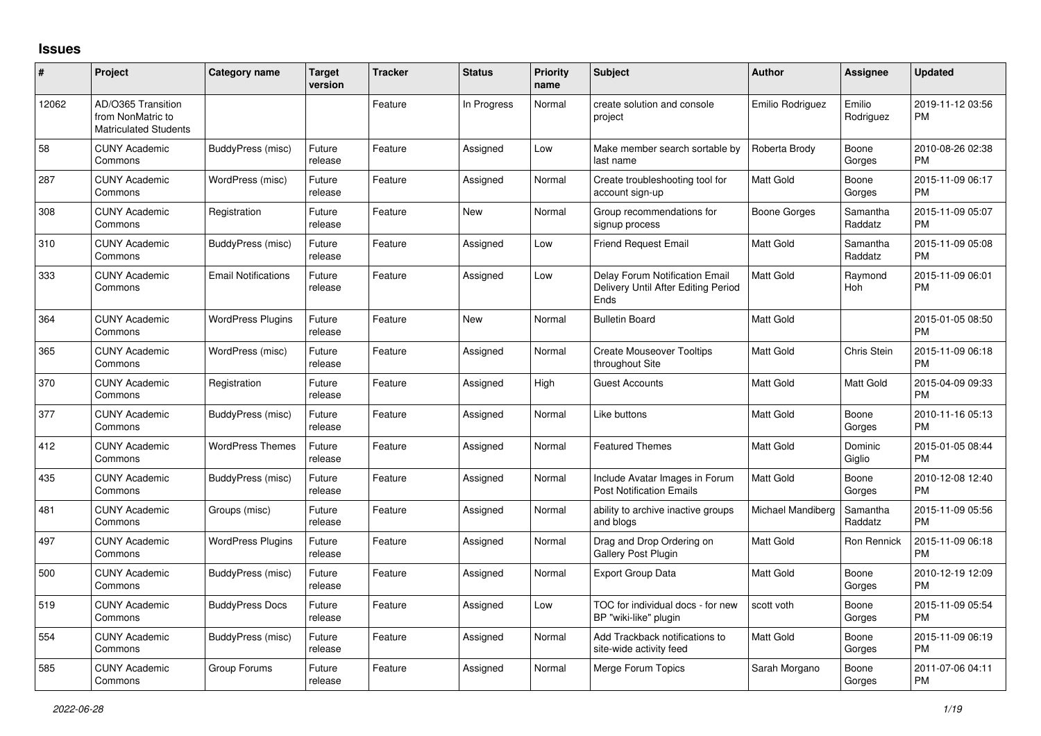## Issues

| # | Project | Category name | Target version | Tracker | Status | Priority name | Subject | Author | Assignee | Updated |
|---|---|---|---|---|---|---|---|---|---|---|
| 12062 | AD/O365 Transition from NonMatric to Matriculated Students | | | Feature | In Progress | Normal | create solution and console project | Emilio Rodriguez | Emilio Rodriguez | 2019-11-12 03:56 PM |
| 58 | CUNY Academic Commons | BuddyPress (misc) | Future release | Feature | Assigned | Low | Make member search sortable by last name | Roberta Brody | Boone Gorges | 2010-08-26 02:38 PM |
| 287 | CUNY Academic Commons | WordPress (misc) | Future release | Feature | Assigned | Normal | Create troubleshooting tool for account sign-up | Matt Gold | Boone Gorges | 2015-11-09 06:17 PM |
| 308 | CUNY Academic Commons | Registration | Future release | Feature | New | Normal | Group recommendations for signup process | Boone Gorges | Samantha Raddatz | 2015-11-09 05:07 PM |
| 310 | CUNY Academic Commons | BuddyPress (misc) | Future release | Feature | Assigned | Low | Friend Request Email | Matt Gold | Samantha Raddatz | 2015-11-09 05:08 PM |
| 333 | CUNY Academic Commons | Email Notifications | Future release | Feature | Assigned | Low | Delay Forum Notification Email Delivery Until After Editing Period Ends | Matt Gold | Raymond Hoh | 2015-11-09 06:01 PM |
| 364 | CUNY Academic Commons | WordPress Plugins | Future release | Feature | New | Normal | Bulletin Board | Matt Gold | | 2015-01-05 08:50 PM |
| 365 | CUNY Academic Commons | WordPress (misc) | Future release | Feature | Assigned | Normal | Create Mouseover Tooltips throughout Site | Matt Gold | Chris Stein | 2015-11-09 06:18 PM |
| 370 | CUNY Academic Commons | Registration | Future release | Feature | Assigned | High | Guest Accounts | Matt Gold | Matt Gold | 2015-04-09 09:33 PM |
| 377 | CUNY Academic Commons | BuddyPress (misc) | Future release | Feature | Assigned | Normal | Like buttons | Matt Gold | Boone Gorges | 2010-11-16 05:13 PM |
| 412 | CUNY Academic Commons | WordPress Themes | Future release | Feature | Assigned | Normal | Featured Themes | Matt Gold | Dominic Giglio | 2015-01-05 08:44 PM |
| 435 | CUNY Academic Commons | BuddyPress (misc) | Future release | Feature | Assigned | Normal | Include Avatar Images in Forum Post Notification Emails | Matt Gold | Boone Gorges | 2010-12-08 12:40 PM |
| 481 | CUNY Academic Commons | Groups (misc) | Future release | Feature | Assigned | Normal | ability to archive inactive groups and blogs | Michael Mandiberg | Samantha Raddatz | 2015-11-09 05:56 PM |
| 497 | CUNY Academic Commons | WordPress Plugins | Future release | Feature | Assigned | Normal | Drag and Drop Ordering on Gallery Post Plugin | Matt Gold | Ron Rennick | 2015-11-09 06:18 PM |
| 500 | CUNY Academic Commons | BuddyPress (misc) | Future release | Feature | Assigned | Normal | Export Group Data | Matt Gold | Boone Gorges | 2010-12-19 12:09 PM |
| 519 | CUNY Academic Commons | BuddyPress Docs | Future release | Feature | Assigned | Low | TOC for individual docs - for new BP "wiki-like" plugin | scott voth | Boone Gorges | 2015-11-09 05:54 PM |
| 554 | CUNY Academic Commons | BuddyPress (misc) | Future release | Feature | Assigned | Normal | Add Trackback notifications to site-wide activity feed | Matt Gold | Boone Gorges | 2015-11-09 06:19 PM |
| 585 | CUNY Academic Commons | Group Forums | Future release | Feature | Assigned | Normal | Merge Forum Topics | Sarah Morgano | Boone Gorges | 2011-07-06 04:11 PM |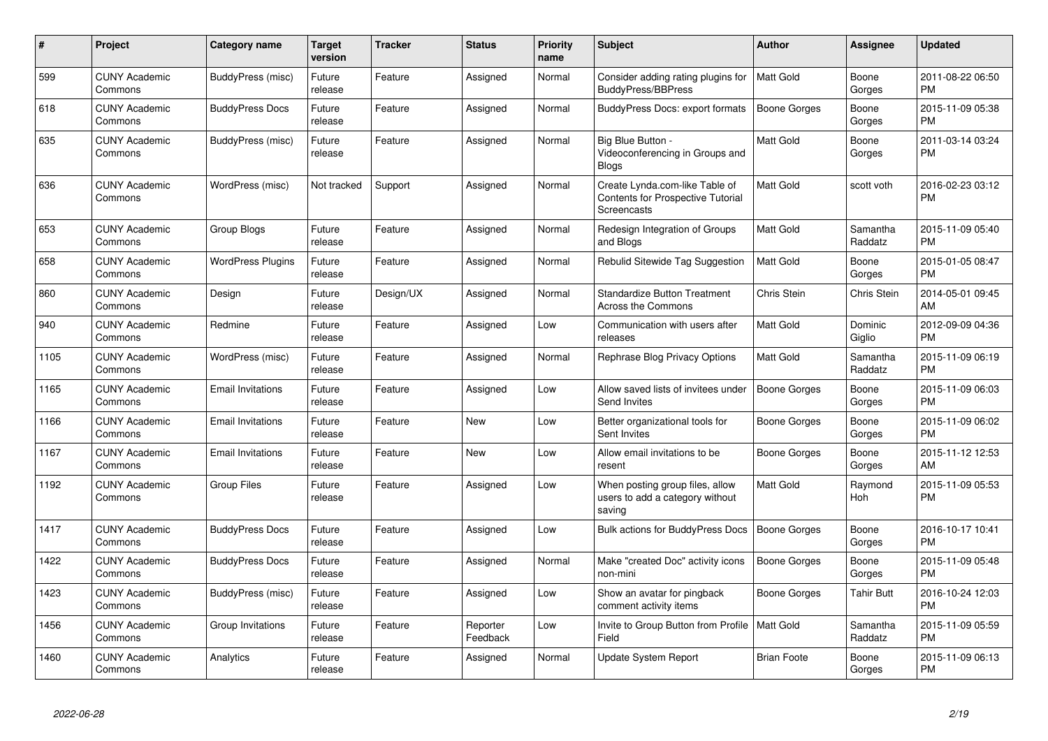| # | Project | Category name | Target version | Tracker | Status | Priority name | Subject | Author | Assignee | Updated |
|---|---|---|---|---|---|---|---|---|---|---|
| 599 | CUNY Academic Commons | BuddyPress (misc) | Future release | Feature | Assigned | Normal | Consider adding rating plugins for BuddyPress/BBPress | Matt Gold | Boone Gorges | 2011-08-22 06:50 PM |
| 618 | CUNY Academic Commons | BuddyPress Docs | Future release | Feature | Assigned | Normal | BuddyPress Docs: export formats | Boone Gorges | Boone Gorges | 2015-11-09 05:38 PM |
| 635 | CUNY Academic Commons | BuddyPress (misc) | Future release | Feature | Assigned | Normal | Big Blue Button - Videoconferencing in Groups and Blogs | Matt Gold | Boone Gorges | 2011-03-14 03:24 PM |
| 636 | CUNY Academic Commons | WordPress (misc) | Not tracked | Support | Assigned | Normal | Create Lynda.com-like Table of Contents for Prospective Tutorial Screencasts | Matt Gold | scott voth | 2016-02-23 03:12 PM |
| 653 | CUNY Academic Commons | Group Blogs | Future release | Feature | Assigned | Normal | Redesign Integration of Groups and Blogs | Matt Gold | Samantha Raddatz | 2015-11-09 05:40 PM |
| 658 | CUNY Academic Commons | WordPress Plugins | Future release | Feature | Assigned | Normal | Rebulid Sitewide Tag Suggestion | Matt Gold | Boone Gorges | 2015-01-05 08:47 PM |
| 860 | CUNY Academic Commons | Design | Future release | Design/UX | Assigned | Normal | Standardize Button Treatment Across the Commons | Chris Stein | Chris Stein | 2014-05-01 09:45 AM |
| 940 | CUNY Academic Commons | Redmine | Future release | Feature | Assigned | Low | Communication with users after releases | Matt Gold | Dominic Giglio | 2012-09-09 04:36 PM |
| 1105 | CUNY Academic Commons | WordPress (misc) | Future release | Feature | Assigned | Normal | Rephrase Blog Privacy Options | Matt Gold | Samantha Raddatz | 2015-11-09 06:19 PM |
| 1165 | CUNY Academic Commons | Email Invitations | Future release | Feature | Assigned | Low | Allow saved lists of invitees under Send Invites | Boone Gorges | Boone Gorges | 2015-11-09 06:03 PM |
| 1166 | CUNY Academic Commons | Email Invitations | Future release | Feature | New | Low | Better organizational tools for Sent Invites | Boone Gorges | Boone Gorges | 2015-11-09 06:02 PM |
| 1167 | CUNY Academic Commons | Email Invitations | Future release | Feature | New | Low | Allow email invitations to be resent | Boone Gorges | Boone Gorges | 2015-11-12 12:53 AM |
| 1192 | CUNY Academic Commons | Group Files | Future release | Feature | Assigned | Low | When posting group files, allow users to add a category without saving | Matt Gold | Raymond Hoh | 2015-11-09 05:53 PM |
| 1417 | CUNY Academic Commons | BuddyPress Docs | Future release | Feature | Assigned | Low | Bulk actions for BuddyPress Docs | Boone Gorges | Boone Gorges | 2016-10-17 10:41 PM |
| 1422 | CUNY Academic Commons | BuddyPress Docs | Future release | Feature | Assigned | Normal | Make "created Doc" activity icons non-mini | Boone Gorges | Boone Gorges | 2015-11-09 05:48 PM |
| 1423 | CUNY Academic Commons | BuddyPress (misc) | Future release | Feature | Assigned | Low | Show an avatar for pingback comment activity items | Boone Gorges | Tahir Butt | 2016-10-24 12:03 PM |
| 1456 | CUNY Academic Commons | Group Invitations | Future release | Feature | Reporter Feedback | Low | Invite to Group Button from Profile Field | Matt Gold | Samantha Raddatz | 2015-11-09 05:59 PM |
| 1460 | CUNY Academic Commons | Analytics | Future release | Feature | Assigned | Normal | Update System Report | Brian Foote | Boone Gorges | 2015-11-09 06:13 PM |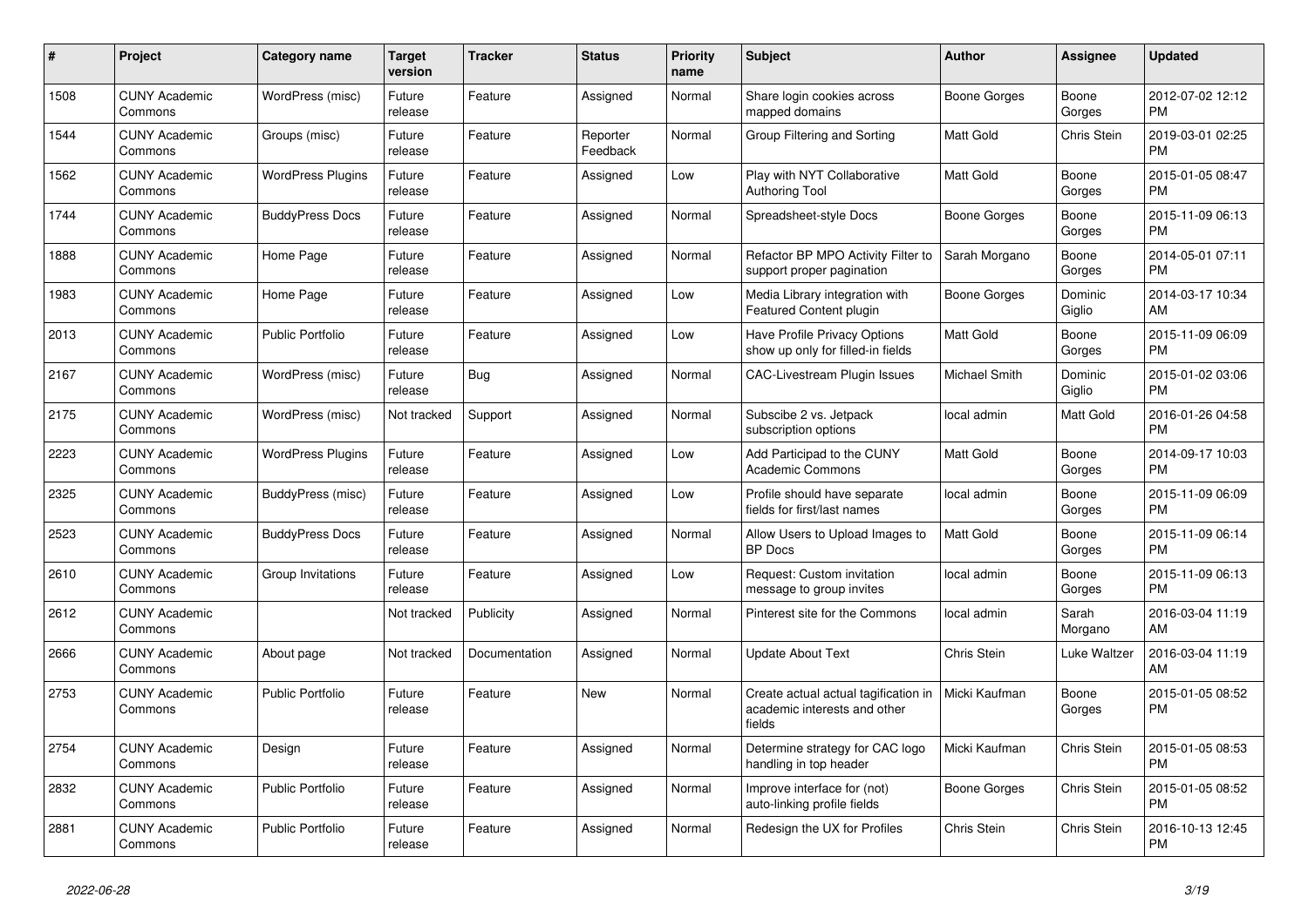| # | Project | Category name | Target version | Tracker | Status | Priority name | Subject | Author | Assignee | Updated |
|---|---|---|---|---|---|---|---|---|---|---|
| 1508 | CUNY Academic Commons | WordPress (misc) | Future release | Feature | Assigned | Normal | Share login cookies across mapped domains | Boone Gorges | Boone Gorges | 2012-07-02 12:12 PM |
| 1544 | CUNY Academic Commons | Groups (misc) | Future release | Feature | Reporter Feedback | Normal | Group Filtering and Sorting | Matt Gold | Chris Stein | 2019-03-01 02:25 PM |
| 1562 | CUNY Academic Commons | WordPress Plugins | Future release | Feature | Assigned | Low | Play with NYT Collaborative Authoring Tool | Matt Gold | Boone Gorges | 2015-01-05 08:47 PM |
| 1744 | CUNY Academic Commons | BuddyPress Docs | Future release | Feature | Assigned | Normal | Spreadsheet-style Docs | Boone Gorges | Boone Gorges | 2015-11-09 06:13 PM |
| 1888 | CUNY Academic Commons | Home Page | Future release | Feature | Assigned | Normal | Refactor BP MPO Activity Filter to support proper pagination | Sarah Morgano | Boone Gorges | 2014-05-01 07:11 PM |
| 1983 | CUNY Academic Commons | Home Page | Future release | Feature | Assigned | Low | Media Library integration with Featured Content plugin | Boone Gorges | Dominic Giglio | 2014-03-17 10:34 AM |
| 2013 | CUNY Academic Commons | Public Portfolio | Future release | Feature | Assigned | Low | Have Profile Privacy Options show up only for filled-in fields | Matt Gold | Boone Gorges | 2015-11-09 06:09 PM |
| 2167 | CUNY Academic Commons | WordPress (misc) | Future release | Bug | Assigned | Normal | CAC-Livestream Plugin Issues | Michael Smith | Dominic Giglio | 2015-01-02 03:06 PM |
| 2175 | CUNY Academic Commons | WordPress (misc) | Not tracked | Support | Assigned | Normal | Subscibe 2 vs. Jetpack subscription options | local admin | Matt Gold | 2016-01-26 04:58 PM |
| 2223 | CUNY Academic Commons | WordPress Plugins | Future release | Feature | Assigned | Low | Add Participad to the CUNY Academic Commons | Matt Gold | Boone Gorges | 2014-09-17 10:03 PM |
| 2325 | CUNY Academic Commons | BuddyPress (misc) | Future release | Feature | Assigned | Low | Profile should have separate fields for first/last names | local admin | Boone Gorges | 2015-11-09 06:09 PM |
| 2523 | CUNY Academic Commons | BuddyPress Docs | Future release | Feature | Assigned | Normal | Allow Users to Upload Images to BP Docs | Matt Gold | Boone Gorges | 2015-11-09 06:14 PM |
| 2610 | CUNY Academic Commons | Group Invitations | Future release | Feature | Assigned | Low | Request: Custom invitation message to group invites | local admin | Boone Gorges | 2015-11-09 06:13 PM |
| 2612 | CUNY Academic Commons | | Not tracked | Publicity | Assigned | Normal | Pinterest site for the Commons | local admin | Sarah Morgano | 2016-03-04 11:19 AM |
| 2666 | CUNY Academic Commons | About page | Not tracked | Documentation | Assigned | Normal | Update About Text | Chris Stein | Luke Waltzer | 2016-03-04 11:19 AM |
| 2753 | CUNY Academic Commons | Public Portfolio | Future release | Feature | New | Normal | Create actual actual tagification in academic interests and other fields | Micki Kaufman | Boone Gorges | 2015-01-05 08:52 PM |
| 2754 | CUNY Academic Commons | Design | Future release | Feature | Assigned | Normal | Determine strategy for CAC logo handling in top header | Micki Kaufman | Chris Stein | 2015-01-05 08:53 PM |
| 2832 | CUNY Academic Commons | Public Portfolio | Future release | Feature | Assigned | Normal | Improve interface for (not) auto-linking profile fields | Boone Gorges | Chris Stein | 2015-01-05 08:52 PM |
| 2881 | CUNY Academic Commons | Public Portfolio | Future release | Feature | Assigned | Normal | Redesign the UX for Profiles | Chris Stein | Chris Stein | 2016-10-13 12:45 PM |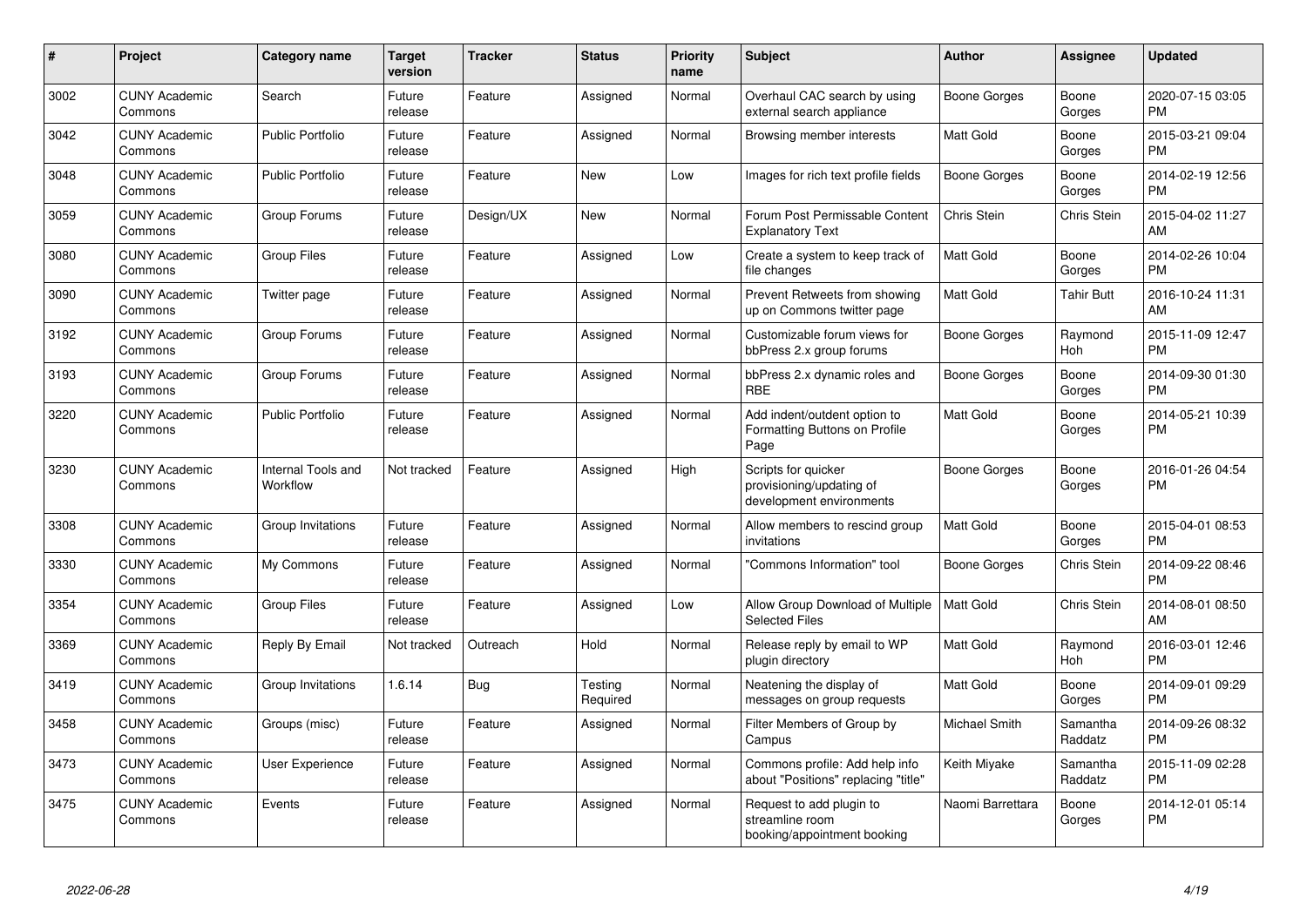| # | Project | Category name | Target version | Tracker | Status | Priority name | Subject | Author | Assignee | Updated |
|---|---|---|---|---|---|---|---|---|---|---|
| 3002 | CUNY Academic Commons | Search | Future release | Feature | Assigned | Normal | Overhaul CAC search by using external search appliance | Boone Gorges | Boone Gorges | 2020-07-15 03:05 PM |
| 3042 | CUNY Academic Commons | Public Portfolio | Future release | Feature | Assigned | Normal | Browsing member interests | Matt Gold | Boone Gorges | 2015-03-21 09:04 PM |
| 3048 | CUNY Academic Commons | Public Portfolio | Future release | Feature | New | Low | Images for rich text profile fields | Boone Gorges | Boone Gorges | 2014-02-19 12:56 PM |
| 3059 | CUNY Academic Commons | Group Forums | Future release | Design/UX | New | Normal | Forum Post Permissable Content Explanatory Text | Chris Stein | Chris Stein | 2015-04-02 11:27 AM |
| 3080 | CUNY Academic Commons | Group Files | Future release | Feature | Assigned | Low | Create a system to keep track of file changes | Matt Gold | Boone Gorges | 2014-02-26 10:04 PM |
| 3090 | CUNY Academic Commons | Twitter page | Future release | Feature | Assigned | Normal | Prevent Retweets from showing up on Commons twitter page | Matt Gold | Tahir Butt | 2016-10-24 11:31 AM |
| 3192 | CUNY Academic Commons | Group Forums | Future release | Feature | Assigned | Normal | Customizable forum views for bbPress 2.x group forums | Boone Gorges | Raymond Hoh | 2015-11-09 12:47 PM |
| 3193 | CUNY Academic Commons | Group Forums | Future release | Feature | Assigned | Normal | bbPress 2.x dynamic roles and RBE | Boone Gorges | Boone Gorges | 2014-09-30 01:30 PM |
| 3220 | CUNY Academic Commons | Public Portfolio | Future release | Feature | Assigned | Normal | Add indent/outdent option to Formatting Buttons on Profile Page | Matt Gold | Boone Gorges | 2014-05-21 10:39 PM |
| 3230 | CUNY Academic Commons | Internal Tools and Workflow | Not tracked | Feature | Assigned | High | Scripts for quicker provisioning/updating of development environments | Boone Gorges | Boone Gorges | 2016-01-26 04:54 PM |
| 3308 | CUNY Academic Commons | Group Invitations | Future release | Feature | Assigned | Normal | Allow members to rescind group invitations | Matt Gold | Boone Gorges | 2015-04-01 08:53 PM |
| 3330 | CUNY Academic Commons | My Commons | Future release | Feature | Assigned | Normal | "Commons Information" tool | Boone Gorges | Chris Stein | 2014-09-22 08:46 PM |
| 3354 | CUNY Academic Commons | Group Files | Future release | Feature | Assigned | Low | Allow Group Download of Multiple Selected Files | Matt Gold | Chris Stein | 2014-08-01 08:50 AM |
| 3369 | CUNY Academic Commons | Reply By Email | Not tracked | Outreach | Hold | Normal | Release reply by email to WP plugin directory | Matt Gold | Raymond Hoh | 2016-03-01 12:46 PM |
| 3419 | CUNY Academic Commons | Group Invitations | 1.6.14 | Bug | Testing Required | Normal | Neatening the display of messages on group requests | Matt Gold | Boone Gorges | 2014-09-01 09:29 PM |
| 3458 | CUNY Academic Commons | Groups (misc) | Future release | Feature | Assigned | Normal | Filter Members of Group by Campus | Michael Smith | Samantha Raddatz | 2014-09-26 08:32 PM |
| 3473 | CUNY Academic Commons | User Experience | Future release | Feature | Assigned | Normal | Commons profile: Add help info about "Positions" replacing "title" | Keith Miyake | Samantha Raddatz | 2015-11-09 02:28 PM |
| 3475 | CUNY Academic Commons | Events | Future release | Feature | Assigned | Normal | Request to add plugin to streamline room booking/appointment booking | Naomi Barrettara | Boone Gorges | 2014-12-01 05:14 PM |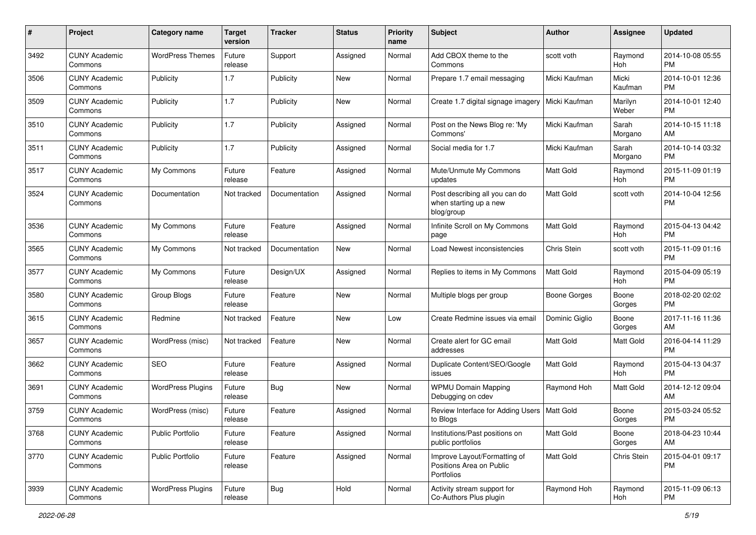| # | Project | Category name | Target version | Tracker | Status | Priority name | Subject | Author | Assignee | Updated |
|---|---|---|---|---|---|---|---|---|---|---|
| 3492 | CUNY Academic Commons | WordPress Themes | Future release | Support | Assigned | Normal | Add CBOX theme to the Commons | scott voth | Raymond Hoh | 2014-10-08 05:55 PM |
| 3506 | CUNY Academic Commons | Publicity | 1.7 | Publicity | New | Normal | Prepare 1.7 email messaging | Micki Kaufman | Micki Kaufman | 2014-10-01 12:36 PM |
| 3509 | CUNY Academic Commons | Publicity | 1.7 | Publicity | New | Normal | Create 1.7 digital signage imagery | Micki Kaufman | Marilyn Weber | 2014-10-01 12:40 PM |
| 3510 | CUNY Academic Commons | Publicity | 1.7 | Publicity | Assigned | Normal | Post on the News Blog re: 'My Commons' | Micki Kaufman | Sarah Morgano | 2014-10-15 11:18 AM |
| 3511 | CUNY Academic Commons | Publicity | 1.7 | Publicity | Assigned | Normal | Social media for 1.7 | Micki Kaufman | Sarah Morgano | 2014-10-14 03:32 PM |
| 3517 | CUNY Academic Commons | My Commons | Future release | Feature | Assigned | Normal | Mute/Unmute My Commons updates | Matt Gold | Raymond Hoh | 2015-11-09 01:19 PM |
| 3524 | CUNY Academic Commons | Documentation | Not tracked | Documentation | Assigned | Normal | Post describing all you can do when starting up a new blog/group | Matt Gold | scott voth | 2014-10-04 12:56 PM |
| 3536 | CUNY Academic Commons | My Commons | Future release | Feature | Assigned | Normal | Infinite Scroll on My Commons page | Matt Gold | Raymond Hoh | 2015-04-13 04:42 PM |
| 3565 | CUNY Academic Commons | My Commons | Not tracked | Documentation | New | Normal | Load Newest inconsistencies | Chris Stein | scott voth | 2015-11-09 01:16 PM |
| 3577 | CUNY Academic Commons | My Commons | Future release | Design/UX | Assigned | Normal | Replies to items in My Commons | Matt Gold | Raymond Hoh | 2015-04-09 05:19 PM |
| 3580 | CUNY Academic Commons | Group Blogs | Future release | Feature | New | Normal | Multiple blogs per group | Boone Gorges | Boone Gorges | 2018-02-20 02:02 PM |
| 3615 | CUNY Academic Commons | Redmine | Not tracked | Feature | New | Low | Create Redmine issues via email | Dominic Giglio | Boone Gorges | 2017-11-16 11:36 AM |
| 3657 | CUNY Academic Commons | WordPress (misc) | Not tracked | Feature | New | Normal | Create alert for GC email addresses | Matt Gold | Matt Gold | 2016-04-14 11:29 PM |
| 3662 | CUNY Academic Commons | SEO | Future release | Feature | Assigned | Normal | Duplicate Content/SEO/Google issues | Matt Gold | Raymond Hoh | 2015-04-13 04:37 PM |
| 3691 | CUNY Academic Commons | WordPress Plugins | Future release | Bug | New | Normal | WPMU Domain Mapping Debugging on cdev | Raymond Hoh | Matt Gold | 2014-12-12 09:04 AM |
| 3759 | CUNY Academic Commons | WordPress (misc) | Future release | Feature | Assigned | Normal | Review Interface for Adding Users to Blogs | Matt Gold | Boone Gorges | 2015-03-24 05:52 PM |
| 3768 | CUNY Academic Commons | Public Portfolio | Future release | Feature | Assigned | Normal | Institutions/Past positions on public portfolios | Matt Gold | Boone Gorges | 2018-04-23 10:44 AM |
| 3770 | CUNY Academic Commons | Public Portfolio | Future release | Feature | Assigned | Normal | Improve Layout/Formatting of Positions Area on Public Portfolios | Matt Gold | Chris Stein | 2015-04-01 09:17 PM |
| 3939 | CUNY Academic Commons | WordPress Plugins | Future release | Bug | Hold | Normal | Activity stream support for Co-Authors Plus plugin | Raymond Hoh | Raymond Hoh | 2015-11-09 06:13 PM |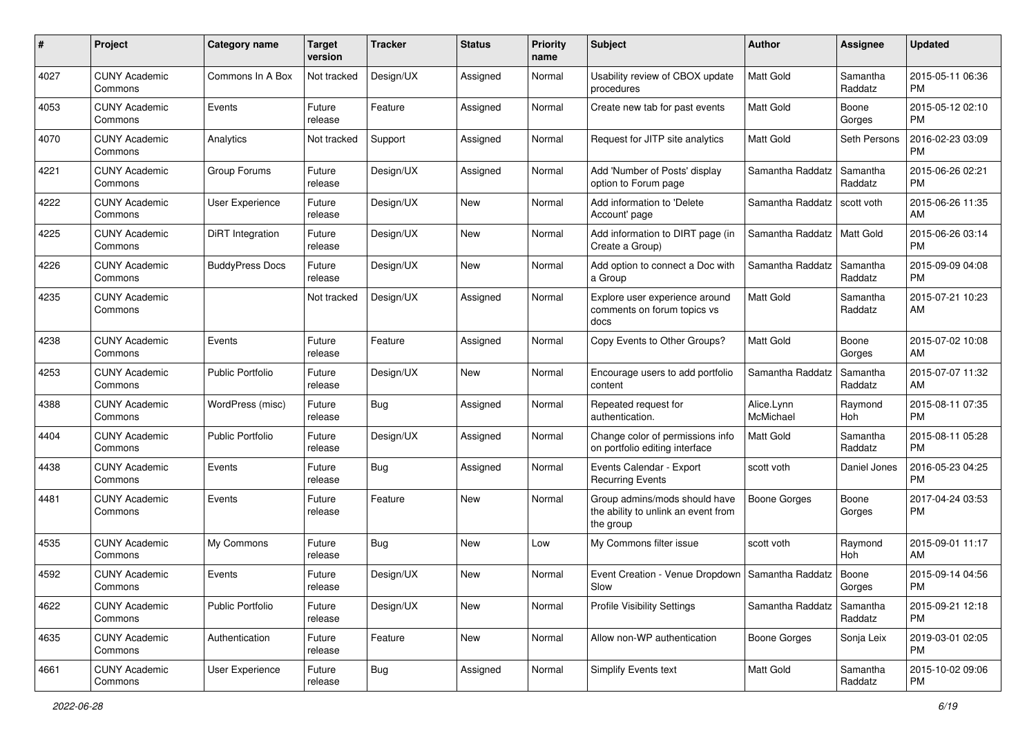| # | Project | Category name | Target version | Tracker | Status | Priority name | Subject | Author | Assignee | Updated |
|---|---|---|---|---|---|---|---|---|---|---|
| 4027 | CUNY Academic Commons | Commons In A Box | Not tracked | Design/UX | Assigned | Normal | Usability review of CBOX update procedures | Matt Gold | Samantha Raddatz | 2015-05-11 06:36 PM |
| 4053 | CUNY Academic Commons | Events | Future release | Feature | Assigned | Normal | Create new tab for past events | Matt Gold | Boone Gorges | 2015-05-12 02:10 PM |
| 4070 | CUNY Academic Commons | Analytics | Not tracked | Support | Assigned | Normal | Request for JITP site analytics | Matt Gold | Seth Persons | 2016-02-23 03:09 PM |
| 4221 | CUNY Academic Commons | Group Forums | Future release | Design/UX | Assigned | Normal | Add 'Number of Posts' display option to Forum page | Samantha Raddatz | Samantha Raddatz | 2015-06-26 02:21 PM |
| 4222 | CUNY Academic Commons | User Experience | Future release | Design/UX | New | Normal | Add information to 'Delete Account' page | Samantha Raddatz | scott voth | 2015-06-26 11:35 AM |
| 4225 | CUNY Academic Commons | DiRT Integration | Future release | Design/UX | New | Normal | Add information to DIRT page (in Create a Group) | Samantha Raddatz | Matt Gold | 2015-06-26 03:14 PM |
| 4226 | CUNY Academic Commons | BuddyPress Docs | Future release | Design/UX | New | Normal | Add option to connect a Doc with a Group | Samantha Raddatz | Samantha Raddatz | 2015-09-09 04:08 PM |
| 4235 | CUNY Academic Commons | | Not tracked | Design/UX | Assigned | Normal | Explore user experience around comments on forum topics vs docs | Matt Gold | Samantha Raddatz | 2015-07-21 10:23 AM |
| 4238 | CUNY Academic Commons | Events | Future release | Feature | Assigned | Normal | Copy Events to Other Groups? | Matt Gold | Boone Gorges | 2015-07-02 10:08 AM |
| 4253 | CUNY Academic Commons | Public Portfolio | Future release | Design/UX | New | Normal | Encourage users to add portfolio content | Samantha Raddatz | Samantha Raddatz | 2015-07-07 11:32 AM |
| 4388 | CUNY Academic Commons | WordPress (misc) | Future release | Bug | Assigned | Normal | Repeated request for authentication. | Alice.Lynn McMichael | Raymond Hoh | 2015-08-11 07:35 PM |
| 4404 | CUNY Academic Commons | Public Portfolio | Future release | Design/UX | Assigned | Normal | Change color of permissions info on portfolio editing interface | Matt Gold | Samantha Raddatz | 2015-08-11 05:28 PM |
| 4438 | CUNY Academic Commons | Events | Future release | Bug | Assigned | Normal | Events Calendar - Export Recurring Events | scott voth | Daniel Jones | 2016-05-23 04:25 PM |
| 4481 | CUNY Academic Commons | Events | Future release | Feature | New | Normal | Group admins/mods should have the ability to unlink an event from the group | Boone Gorges | Boone Gorges | 2017-04-24 03:53 PM |
| 4535 | CUNY Academic Commons | My Commons | Future release | Bug | New | Low | My Commons filter issue | scott voth | Raymond Hoh | 2015-09-01 11:17 AM |
| 4592 | CUNY Academic Commons | Events | Future release | Design/UX | New | Normal | Event Creation - Venue Dropdown Slow | Samantha Raddatz | Boone Gorges | 2015-09-14 04:56 PM |
| 4622 | CUNY Academic Commons | Public Portfolio | Future release | Design/UX | New | Normal | Profile Visibility Settings | Samantha Raddatz | Samantha Raddatz | 2015-09-21 12:18 PM |
| 4635 | CUNY Academic Commons | Authentication | Future release | Feature | New | Normal | Allow non-WP authentication | Boone Gorges | Sonja Leix | 2019-03-01 02:05 PM |
| 4661 | CUNY Academic Commons | User Experience | Future release | Bug | Assigned | Normal | Simplify Events text | Matt Gold | Samantha Raddatz | 2015-10-02 09:06 PM |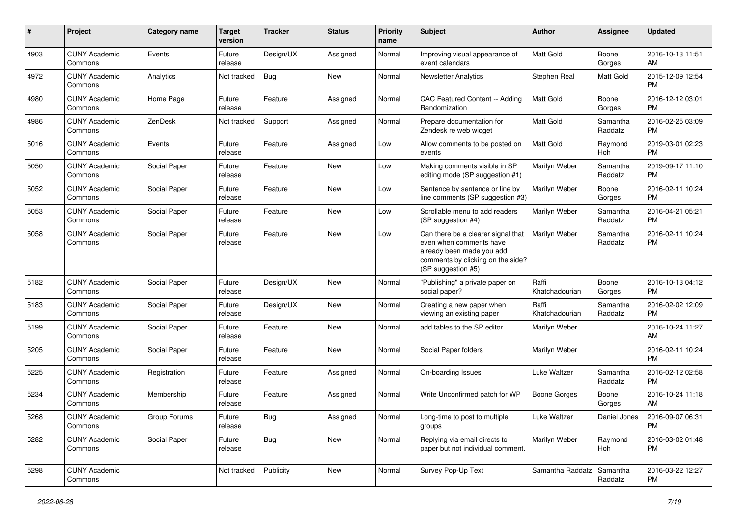| # | Project | Category name | Target version | Tracker | Status | Priority name | Subject | Author | Assignee | Updated |
|---|---|---|---|---|---|---|---|---|---|---|
| 4903 | CUNY Academic Commons | Events | Future release | Design/UX | Assigned | Normal | Improving visual appearance of event calendars | Matt Gold | Boone Gorges | 2016-10-13 11:51 AM |
| 4972 | CUNY Academic Commons | Analytics | Not tracked | Bug | New | Normal | Newsletter Analytics | Stephen Real | Matt Gold | 2015-12-09 12:54 PM |
| 4980 | CUNY Academic Commons | Home Page | Future release | Feature | Assigned | Normal | CAC Featured Content -- Adding Randomization | Matt Gold | Boone Gorges | 2016-12-12 03:01 PM |
| 4986 | CUNY Academic Commons | ZenDesk | Not tracked | Support | Assigned | Normal | Prepare documentation for Zendesk re web widget | Matt Gold | Samantha Raddatz | 2016-02-25 03:09 PM |
| 5016 | CUNY Academic Commons | Events | Future release | Feature | Assigned | Low | Allow comments to be posted on events | Matt Gold | Raymond Hoh | 2019-03-01 02:23 PM |
| 5050 | CUNY Academic Commons | Social Paper | Future release | Feature | New | Low | Making comments visible in SP editing mode (SP suggestion #1) | Marilyn Weber | Samantha Raddatz | 2019-09-17 11:10 PM |
| 5052 | CUNY Academic Commons | Social Paper | Future release | Feature | New | Low | Sentence by sentence or line by line comments (SP suggestion #3) | Marilyn Weber | Boone Gorges | 2016-02-11 10:24 PM |
| 5053 | CUNY Academic Commons | Social Paper | Future release | Feature | New | Low | Scrollable menu to add readers (SP suggestion #4) | Marilyn Weber | Samantha Raddatz | 2016-04-21 05:21 PM |
| 5058 | CUNY Academic Commons | Social Paper | Future release | Feature | New | Low | Can there be a clearer signal that even when comments have already been made you add comments by clicking on the side? (SP suggestion #5) | Marilyn Weber | Samantha Raddatz | 2016-02-11 10:24 PM |
| 5182 | CUNY Academic Commons | Social Paper | Future release | Design/UX | New | Normal | "Publishing" a private paper on social paper? | Raffi Khatchadourian | Boone Gorges | 2016-10-13 04:12 PM |
| 5183 | CUNY Academic Commons | Social Paper | Future release | Design/UX | New | Normal | Creating a new paper when viewing an existing paper | Raffi Khatchadourian | Samantha Raddatz | 2016-02-02 12:09 PM |
| 5199 | CUNY Academic Commons | Social Paper | Future release | Feature | New | Normal | add tables to the SP editor | Marilyn Weber | | 2016-10-24 11:27 AM |
| 5205 | CUNY Academic Commons | Social Paper | Future release | Feature | New | Normal | Social Paper folders | Marilyn Weber | | 2016-02-11 10:24 PM |
| 5225 | CUNY Academic Commons | Registration | Future release | Feature | Assigned | Normal | On-boarding Issues | Luke Waltzer | Samantha Raddatz | 2016-02-12 02:58 PM |
| 5234 | CUNY Academic Commons | Membership | Future release | Feature | Assigned | Normal | Write Unconfirmed patch for WP | Boone Gorges | Boone Gorges | 2016-10-24 11:18 AM |
| 5268 | CUNY Academic Commons | Group Forums | Future release | Bug | Assigned | Normal | Long-time to post to multiple groups | Luke Waltzer | Daniel Jones | 2016-09-07 06:31 PM |
| 5282 | CUNY Academic Commons | Social Paper | Future release | Bug | New | Normal | Replying via email directs to paper but not individual comment. | Marilyn Weber | Raymond Hoh | 2016-03-02 01:48 PM |
| 5298 | CUNY Academic Commons | | Not tracked | Publicity | New | Normal | Survey Pop-Up Text | Samantha Raddatz | Samantha Raddatz | 2016-03-22 12:27 PM |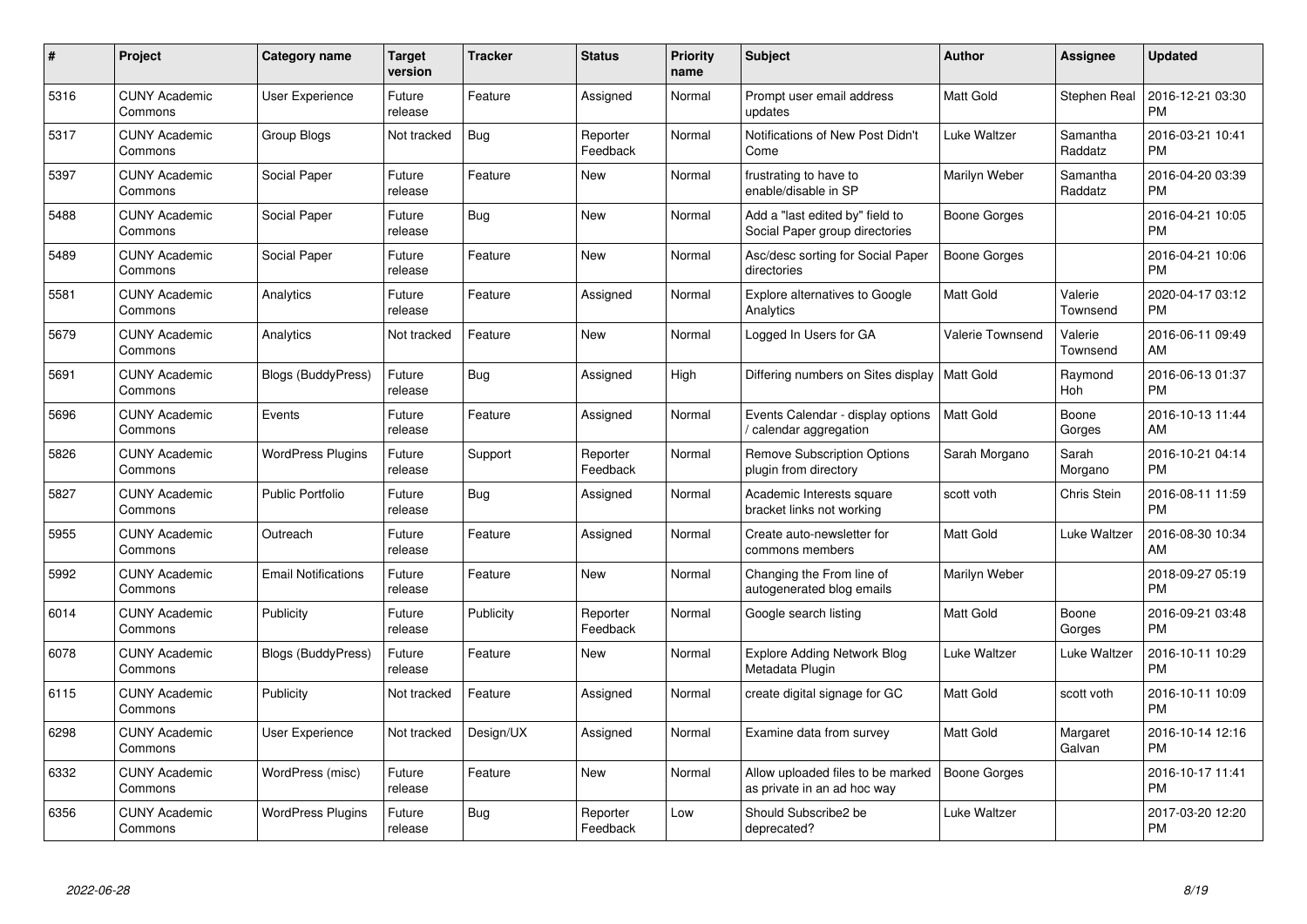| # | Project | Category name | Target version | Tracker | Status | Priority name | Subject | Author | Assignee | Updated |
|---|---|---|---|---|---|---|---|---|---|---|
| 5316 | CUNY Academic Commons | User Experience | Future release | Feature | Assigned | Normal | Prompt user email address updates | Matt Gold | Stephen Real | 2016-12-21 03:30 PM |
| 5317 | CUNY Academic Commons | Group Blogs | Not tracked | Bug | Reporter Feedback | Normal | Notifications of New Post Didn't Come | Luke Waltzer | Samantha Raddatz | 2016-03-21 10:41 PM |
| 5397 | CUNY Academic Commons | Social Paper | Future release | Feature | New | Normal | frustrating to have to enable/disable in SP | Marilyn Weber | Samantha Raddatz | 2016-04-20 03:39 PM |
| 5488 | CUNY Academic Commons | Social Paper | Future release | Bug | New | Normal | Add a "last edited by" field to Social Paper group directories | Boone Gorges | | 2016-04-21 10:05 PM |
| 5489 | CUNY Academic Commons | Social Paper | Future release | Feature | New | Normal | Asc/desc sorting for Social Paper directories | Boone Gorges | | 2016-04-21 10:06 PM |
| 5581 | CUNY Academic Commons | Analytics | Future release | Feature | Assigned | Normal | Explore alternatives to Google Analytics | Matt Gold | Valerie Townsend | 2020-04-17 03:12 PM |
| 5679 | CUNY Academic Commons | Analytics | Not tracked | Feature | New | Normal | Logged In Users for GA | Valerie Townsend | Valerie Townsend | 2016-06-11 09:49 AM |
| 5691 | CUNY Academic Commons | Blogs (BuddyPress) | Future release | Bug | Assigned | High | Differing numbers on Sites display | Matt Gold | Raymond Hoh | 2016-06-13 01:37 PM |
| 5696 | CUNY Academic Commons | Events | Future release | Feature | Assigned | Normal | Events Calendar - display options / calendar aggregation | Matt Gold | Boone Gorges | 2016-10-13 11:44 AM |
| 5826 | CUNY Academic Commons | WordPress Plugins | Future release | Support | Reporter Feedback | Normal | Remove Subscription Options plugin from directory | Sarah Morgano | Sarah Morgano | 2016-10-21 04:14 PM |
| 5827 | CUNY Academic Commons | Public Portfolio | Future release | Bug | Assigned | Normal | Academic Interests square bracket links not working | scott voth | Chris Stein | 2016-08-11 11:59 PM |
| 5955 | CUNY Academic Commons | Outreach | Future release | Feature | Assigned | Normal | Create auto-newsletter for commons members | Matt Gold | Luke Waltzer | 2016-08-30 10:34 AM |
| 5992 | CUNY Academic Commons | Email Notifications | Future release | Feature | New | Normal | Changing the From line of autogenerated blog emails | Marilyn Weber | | 2018-09-27 05:19 PM |
| 6014 | CUNY Academic Commons | Publicity | Future release | Publicity | Reporter Feedback | Normal | Google search listing | Matt Gold | Boone Gorges | 2016-09-21 03:48 PM |
| 6078 | CUNY Academic Commons | Blogs (BuddyPress) | Future release | Feature | New | Normal | Explore Adding Network Blog Metadata Plugin | Luke Waltzer | Luke Waltzer | 2016-10-11 10:29 PM |
| 6115 | CUNY Academic Commons | Publicity | Not tracked | Feature | Assigned | Normal | create digital signage for GC | Matt Gold | scott voth | 2016-10-11 10:09 PM |
| 6298 | CUNY Academic Commons | User Experience | Not tracked | Design/UX | Assigned | Normal | Examine data from survey | Matt Gold | Margaret Galvan | 2016-10-14 12:16 PM |
| 6332 | CUNY Academic Commons | WordPress (misc) | Future release | Feature | New | Normal | Allow uploaded files to be marked as private in an ad hoc way | Boone Gorges | | 2016-10-17 11:41 PM |
| 6356 | CUNY Academic Commons | WordPress Plugins | Future release | Bug | Reporter Feedback | Low | Should Subscribe2 be deprecated? | Luke Waltzer | | 2017-03-20 12:20 PM |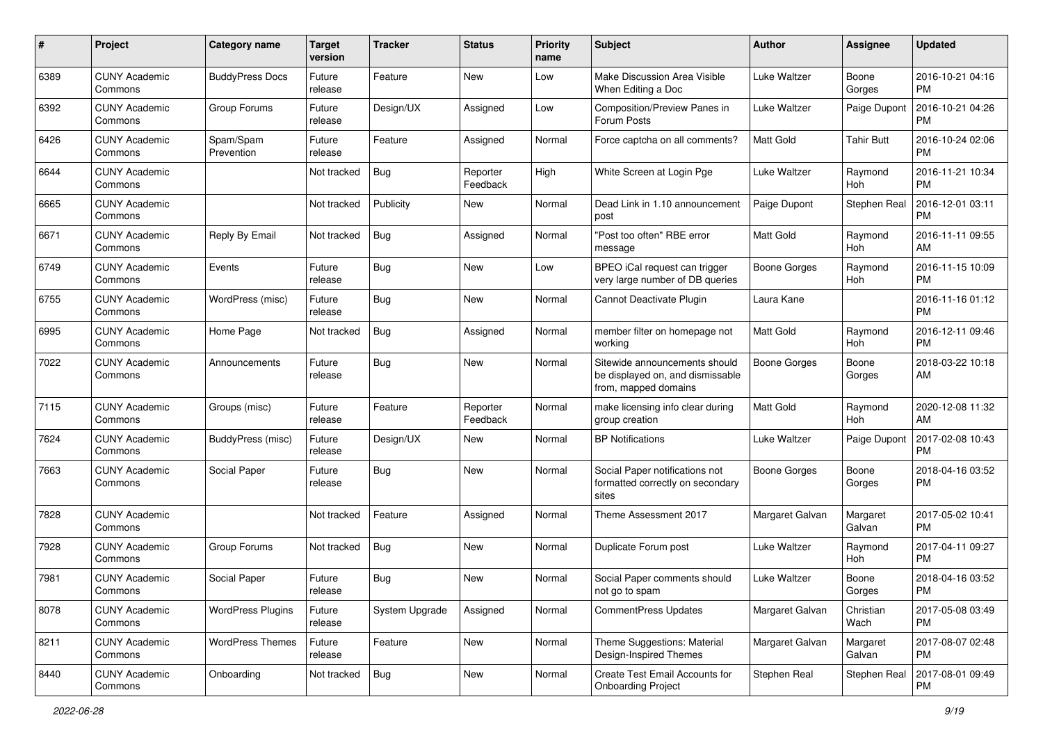| # | Project | Category name | Target version | Tracker | Status | Priority name | Subject | Author | Assignee | Updated |
|---|---|---|---|---|---|---|---|---|---|---|
| 6389 | CUNY Academic Commons | BuddyPress Docs | Future release | Feature | New | Low | Make Discussion Area Visible When Editing a Doc | Luke Waltzer | Boone Gorges | 2016-10-21 04:16 PM |
| 6392 | CUNY Academic Commons | Group Forums | Future release | Design/UX | Assigned | Low | Composition/Preview Panes in Forum Posts | Luke Waltzer | Paige Dupont | 2016-10-21 04:26 PM |
| 6426 | CUNY Academic Commons | Spam/Spam Prevention | Future release | Feature | Assigned | Normal | Force captcha on all comments? | Matt Gold | Tahir Butt | 2016-10-24 02:06 PM |
| 6644 | CUNY Academic Commons | | Not tracked | Bug | Reporter Feedback | High | White Screen at Login Pge | Luke Waltzer | Raymond Hoh | 2016-11-21 10:34 PM |
| 6665 | CUNY Academic Commons | | Not tracked | Publicity | New | Normal | Dead Link in 1.10 announcement post | Paige Dupont | Stephen Real | 2016-12-01 03:11 PM |
| 6671 | CUNY Academic Commons | Reply By Email | Not tracked | Bug | Assigned | Normal | "Post too often" RBE error message | Matt Gold | Raymond Hoh | 2016-11-11 09:55 AM |
| 6749 | CUNY Academic Commons | Events | Future release | Bug | New | Low | BPEO iCal request can trigger very large number of DB queries | Boone Gorges | Raymond Hoh | 2016-11-15 10:09 PM |
| 6755 | CUNY Academic Commons | WordPress (misc) | Future release | Bug | New | Normal | Cannot Deactivate Plugin | Laura Kane | | 2016-11-16 01:12 PM |
| 6995 | CUNY Academic Commons | Home Page | Not tracked | Bug | Assigned | Normal | member filter on homepage not working | Matt Gold | Raymond Hoh | 2016-12-11 09:46 PM |
| 7022 | CUNY Academic Commons | Announcements | Future release | Bug | New | Normal | Sitewide announcements should be displayed on, and dismissable from, mapped domains | Boone Gorges | Boone Gorges | 2018-03-22 10:18 AM |
| 7115 | CUNY Academic Commons | Groups (misc) | Future release | Feature | Reporter Feedback | Normal | make licensing info clear during group creation | Matt Gold | Raymond Hoh | 2020-12-08 11:32 AM |
| 7624 | CUNY Academic Commons | BuddyPress (misc) | Future release | Design/UX | New | Normal | BP Notifications | Luke Waltzer | Paige Dupont | 2017-02-08 10:43 PM |
| 7663 | CUNY Academic Commons | Social Paper | Future release | Bug | New | Normal | Social Paper notifications not formatted correctly on secondary sites | Boone Gorges | Boone Gorges | 2018-04-16 03:52 PM |
| 7828 | CUNY Academic Commons | | Not tracked | Feature | Assigned | Normal | Theme Assessment 2017 | Margaret Galvan | Margaret Galvan | 2017-05-02 10:41 PM |
| 7928 | CUNY Academic Commons | Group Forums | Not tracked | Bug | New | Normal | Duplicate Forum post | Luke Waltzer | Raymond Hoh | 2017-04-11 09:27 PM |
| 7981 | CUNY Academic Commons | Social Paper | Future release | Bug | New | Normal | Social Paper comments should not go to spam | Luke Waltzer | Boone Gorges | 2018-04-16 03:52 PM |
| 8078 | CUNY Academic Commons | WordPress Plugins | Future release | System Upgrade | Assigned | Normal | CommentPress Updates | Margaret Galvan | Christian Wach | 2017-05-08 03:49 PM |
| 8211 | CUNY Academic Commons | WordPress Themes | Future release | Feature | New | Normal | Theme Suggestions: Material Design-Inspired Themes | Margaret Galvan | Margaret Galvan | 2017-08-07 02:48 PM |
| 8440 | CUNY Academic Commons | Onboarding | Not tracked | Bug | New | Normal | Create Test Email Accounts for Onboarding Project | Stephen Real | Stephen Real | 2017-08-01 09:49 PM |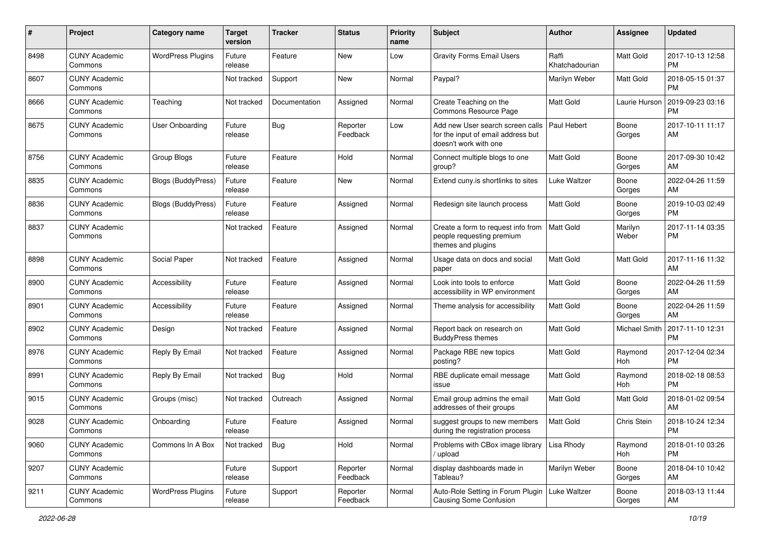| # | Project | Category name | Target version | Tracker | Status | Priority name | Subject | Author | Assignee | Updated |
|---|---|---|---|---|---|---|---|---|---|---|
| 8498 | CUNY Academic Commons | WordPress Plugins | Future release | Feature | New | Low | Gravity Forms Email Users | Raffi Khatchadourian | Matt Gold | 2017-10-13 12:58 PM |
| 8607 | CUNY Academic Commons | | Not tracked | Support | New | Normal | Paypal? | Marilyn Weber | Matt Gold | 2018-05-15 01:37 PM |
| 8666 | CUNY Academic Commons | Teaching | Not tracked | Documentation | Assigned | Normal | Create Teaching on the Commons Resource Page | Matt Gold | Laurie Hurson | 2019-09-23 03:16 PM |
| 8675 | CUNY Academic Commons | User Onboarding | Future release | Bug | Reporter Feedback | Low | Add new User search screen calls for the input of email address but doesn't work with one | Paul Hebert | Boone Gorges | 2017-10-11 11:17 AM |
| 8756 | CUNY Academic Commons | Group Blogs | Future release | Feature | Hold | Normal | Connect multiple blogs to one group? | Matt Gold | Boone Gorges | 2017-09-30 10:42 AM |
| 8835 | CUNY Academic Commons | Blogs (BuddyPress) | Future release | Feature | New | Normal | Extend cuny.is shortlinks to sites | Luke Waltzer | Boone Gorges | 2022-04-26 11:59 AM |
| 8836 | CUNY Academic Commons | Blogs (BuddyPress) | Future release | Feature | Assigned | Normal | Redesign site launch process | Matt Gold | Boone Gorges | 2019-10-03 02:49 PM |
| 8837 | CUNY Academic Commons | | Not tracked | Feature | Assigned | Normal | Create a form to request info from people requesting premium themes and plugins | Matt Gold | Marilyn Weber | 2017-11-14 03:35 PM |
| 8898 | CUNY Academic Commons | Social Paper | Not tracked | Feature | Assigned | Normal | Usage data on docs and social paper | Matt Gold | Matt Gold | 2017-11-16 11:32 AM |
| 8900 | CUNY Academic Commons | Accessibility | Future release | Feature | Assigned | Normal | Look into tools to enforce accessibility in WP environment | Matt Gold | Boone Gorges | 2022-04-26 11:59 AM |
| 8901 | CUNY Academic Commons | Accessibility | Future release | Feature | Assigned | Normal | Theme analysis for accessibility | Matt Gold | Boone Gorges | 2022-04-26 11:59 AM |
| 8902 | CUNY Academic Commons | Design | Not tracked | Feature | Assigned | Normal | Report back on research on BuddyPress themes | Matt Gold | Michael Smith | 2017-11-10 12:31 PM |
| 8976 | CUNY Academic Commons | Reply By Email | Not tracked | Feature | Assigned | Normal | Package RBE new topics posting? | Matt Gold | Raymond Hoh | 2017-12-04 02:34 PM |
| 8991 | CUNY Academic Commons | Reply By Email | Not tracked | Bug | Hold | Normal | RBE duplicate email message issue | Matt Gold | Raymond Hoh | 2018-02-18 08:53 PM |
| 9015 | CUNY Academic Commons | Groups (misc) | Not tracked | Outreach | Assigned | Normal | Email group admins the email addresses of their groups | Matt Gold | Matt Gold | 2018-01-02 09:54 AM |
| 9028 | CUNY Academic Commons | Onboarding | Future release | Feature | Assigned | Normal | suggest groups to new members during the registration process | Matt Gold | Chris Stein | 2018-10-24 12:34 PM |
| 9060 | CUNY Academic Commons | Commons In A Box | Not tracked | Bug | Hold | Normal | Problems with CBox image library / upload | Lisa Rhody | Raymond Hoh | 2018-01-10 03:26 PM |
| 9207 | CUNY Academic Commons | | Future release | Support | Reporter Feedback | Normal | display dashboards made in Tableau? | Marilyn Weber | Boone Gorges | 2018-04-10 10:42 AM |
| 9211 | CUNY Academic Commons | WordPress Plugins | Future release | Support | Reporter Feedback | Normal | Auto-Role Setting in Forum Plugin Causing Some Confusion | Luke Waltzer | Boone Gorges | 2018-03-13 11:44 AM |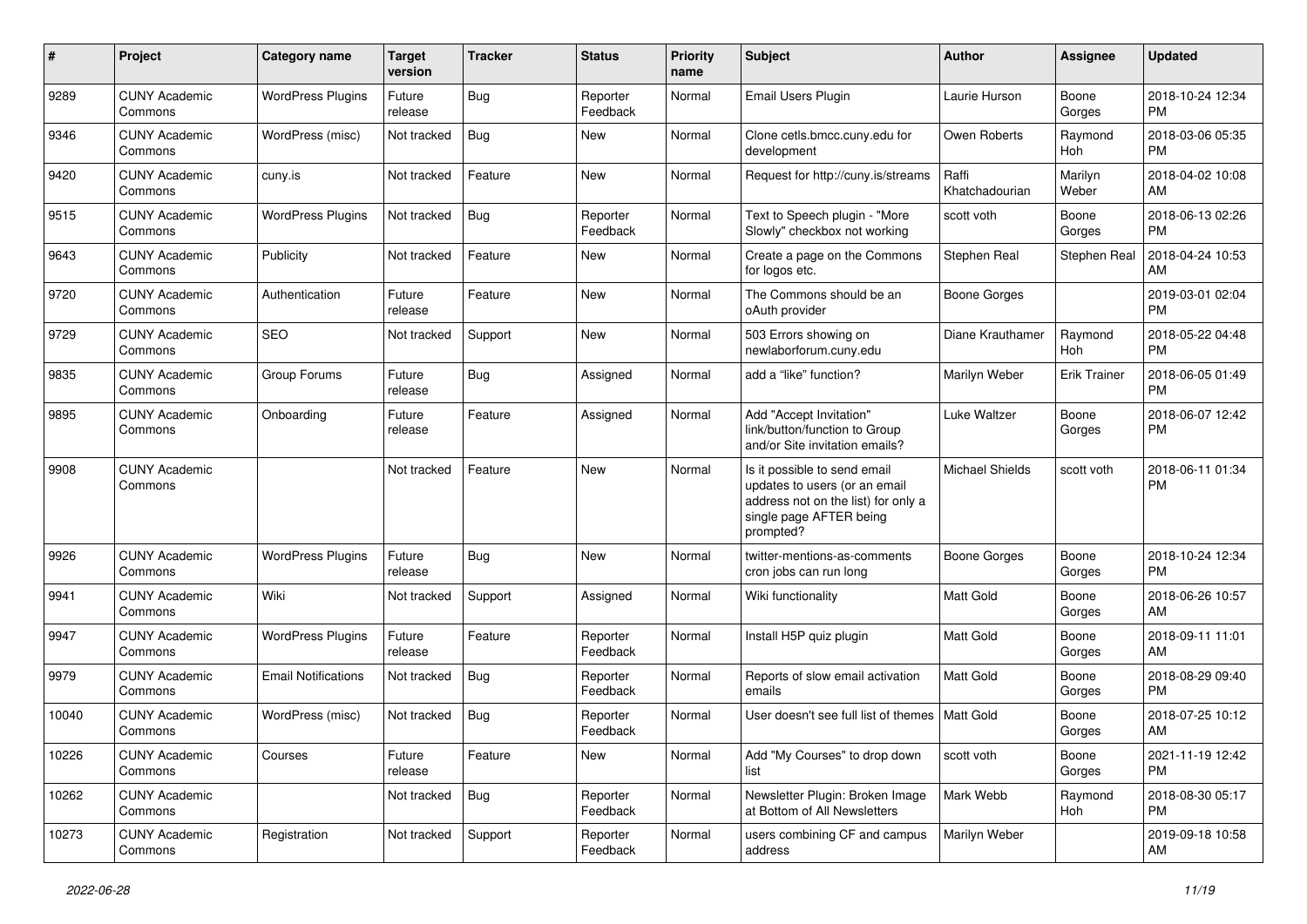| # | Project | Category name | Target version | Tracker | Status | Priority name | Subject | Author | Assignee | Updated |
|---|---|---|---|---|---|---|---|---|---|---|
| 9289 | CUNY Academic Commons | WordPress Plugins | Future release | Bug | Reporter Feedback | Normal | Email Users Plugin | Laurie Hurson | Boone Gorges | 2018-10-24 12:34 PM |
| 9346 | CUNY Academic Commons | WordPress (misc) | Not tracked | Bug | New | Normal | Clone cetls.bmcc.cuny.edu for development | Owen Roberts | Raymond Hoh | 2018-03-06 05:35 PM |
| 9420 | CUNY Academic Commons | cuny.is | Not tracked | Feature | New | Normal | Request for http://cuny.is/streams | Raffi Khatchadourian | Marilyn Weber | 2018-04-02 10:08 AM |
| 9515 | CUNY Academic Commons | WordPress Plugins | Not tracked | Bug | Reporter Feedback | Normal | Text to Speech plugin - "More Slowly" checkbox not working | scott voth | Boone Gorges | 2018-06-13 02:26 PM |
| 9643 | CUNY Academic Commons | Publicity | Not tracked | Feature | New | Normal | Create a page on the Commons for logos etc. | Stephen Real | Stephen Real | 2018-04-24 10:53 AM |
| 9720 | CUNY Academic Commons | Authentication | Future release | Feature | New | Normal | The Commons should be an oAuth provider | Boone Gorges | | 2019-03-01 02:04 PM |
| 9729 | CUNY Academic Commons | SEO | Not tracked | Support | New | Normal | 503 Errors showing on newlaborforum.cuny.edu | Diane Krauthamer | Raymond Hoh | 2018-05-22 04:48 PM |
| 9835 | CUNY Academic Commons | Group Forums | Future release | Bug | Assigned | Normal | add a "like" function? | Marilyn Weber | Erik Trainer | 2018-06-05 01:49 PM |
| 9895 | CUNY Academic Commons | Onboarding | Future release | Feature | Assigned | Normal | Add "Accept Invitation" link/button/function to Group and/or Site invitation emails? | Luke Waltzer | Boone Gorges | 2018-06-07 12:42 PM |
| 9908 | CUNY Academic Commons | | Not tracked | Feature | New | Normal | Is it possible to send email updates to users (or an email address not on the list) for only a single page AFTER being prompted? | Michael Shields | scott voth | 2018-06-11 01:34 PM |
| 9926 | CUNY Academic Commons | WordPress Plugins | Future release | Bug | New | Normal | twitter-mentions-as-comments cron jobs can run long | Boone Gorges | Boone Gorges | 2018-10-24 12:34 PM |
| 9941 | CUNY Academic Commons | Wiki | Not tracked | Support | Assigned | Normal | Wiki functionality | Matt Gold | Boone Gorges | 2018-06-26 10:57 AM |
| 9947 | CUNY Academic Commons | WordPress Plugins | Future release | Feature | Reporter Feedback | Normal | Install H5P quiz plugin | Matt Gold | Boone Gorges | 2018-09-11 11:01 AM |
| 9979 | CUNY Academic Commons | Email Notifications | Not tracked | Bug | Reporter Feedback | Normal | Reports of slow email activation emails | Matt Gold | Boone Gorges | 2018-08-29 09:40 PM |
| 10040 | CUNY Academic Commons | WordPress (misc) | Not tracked | Bug | Reporter Feedback | Normal | User doesn't see full list of themes | Matt Gold | Boone Gorges | 2018-07-25 10:12 AM |
| 10226 | CUNY Academic Commons | Courses | Future release | Feature | New | Normal | Add "My Courses" to drop down list | scott voth | Boone Gorges | 2021-11-19 12:42 PM |
| 10262 | CUNY Academic Commons | | Not tracked | Bug | Reporter Feedback | Normal | Newsletter Plugin: Broken Image at Bottom of All Newsletters | Mark Webb | Raymond Hoh | 2018-08-30 05:17 PM |
| 10273 | CUNY Academic Commons | Registration | Not tracked | Support | Reporter Feedback | Normal | users combining CF and campus address | Marilyn Weber | | 2019-09-18 10:58 AM |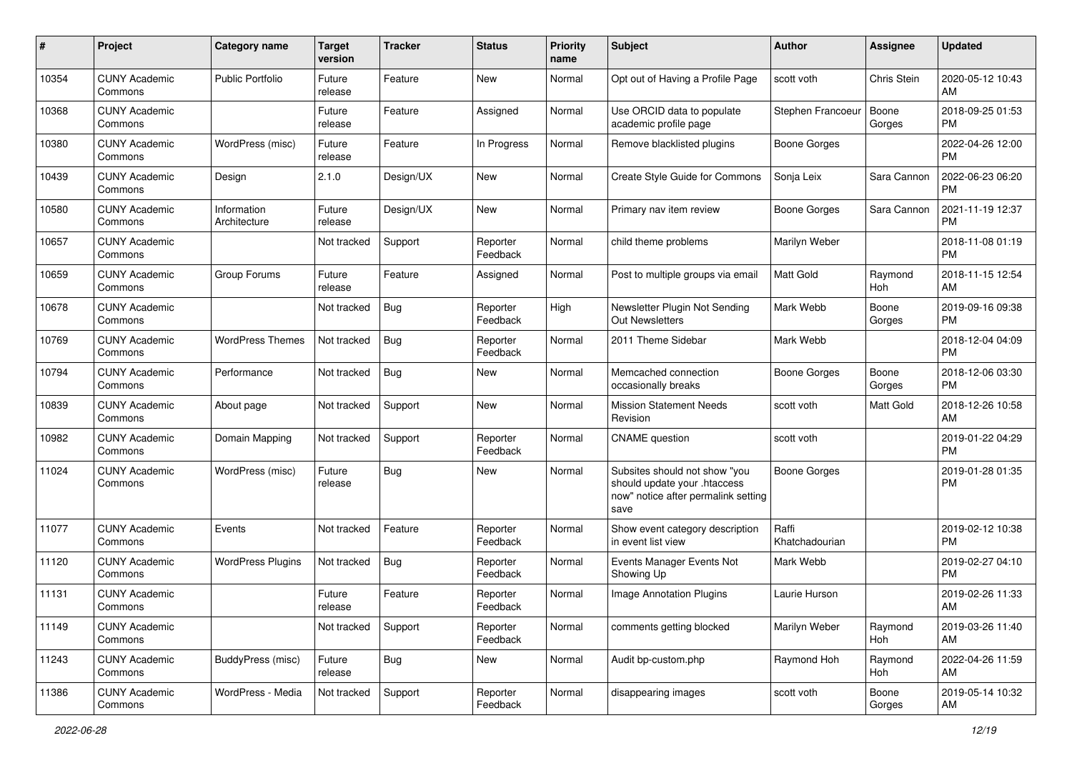| # | Project | Category name | Target version | Tracker | Status | Priority name | Subject | Author | Assignee | Updated |
|---|---|---|---|---|---|---|---|---|---|---|
| 10354 | CUNY Academic Commons | Public Portfolio | Future release | Feature | New | Normal | Opt out of Having a Profile Page | scott voth | Chris Stein | 2020-05-12 10:43 AM |
| 10368 | CUNY Academic Commons | | Future release | Feature | Assigned | Normal | Use ORCID data to populate academic profile page | Stephen Francoeur | Boone Gorges | 2018-09-25 01:53 PM |
| 10380 | CUNY Academic Commons | WordPress (misc) | Future release | Feature | In Progress | Normal | Remove blacklisted plugins | Boone Gorges | | 2022-04-26 12:00 PM |
| 10439 | CUNY Academic Commons | Design | 2.1.0 | Design/UX | New | Normal | Create Style Guide for Commons | Sonja Leix | Sara Cannon | 2022-06-23 06:20 PM |
| 10580 | CUNY Academic Commons | Information Architecture | Future release | Design/UX | New | Normal | Primary nav item review | Boone Gorges | Sara Cannon | 2021-11-19 12:37 PM |
| 10657 | CUNY Academic Commons | | Not tracked | Support | Reporter Feedback | Normal | child theme problems | Marilyn Weber | | 2018-11-08 01:19 PM |
| 10659 | CUNY Academic Commons | Group Forums | Future release | Feature | Assigned | Normal | Post to multiple groups via email | Matt Gold | Raymond Hoh | 2018-11-15 12:54 AM |
| 10678 | CUNY Academic Commons | | Not tracked | Bug | Reporter Feedback | High | Newsletter Plugin Not Sending Out Newsletters | Mark Webb | Boone Gorges | 2019-09-16 09:38 PM |
| 10769 | CUNY Academic Commons | WordPress Themes | Not tracked | Bug | Reporter Feedback | Normal | 2011 Theme Sidebar | Mark Webb | | 2018-12-04 04:09 PM |
| 10794 | CUNY Academic Commons | Performance | Not tracked | Bug | New | Normal | Memcached connection occasionally breaks | Boone Gorges | Boone Gorges | 2018-12-06 03:30 PM |
| 10839 | CUNY Academic Commons | About page | Not tracked | Support | New | Normal | Mission Statement Needs Revision | scott voth | Matt Gold | 2018-12-26 10:58 AM |
| 10982 | CUNY Academic Commons | Domain Mapping | Not tracked | Support | Reporter Feedback | Normal | CNAME question | scott voth | | 2019-01-22 04:29 PM |
| 11024 | CUNY Academic Commons | WordPress (misc) | Future release | Bug | New | Normal | Subsites should not show "you should update your .htaccess now" notice after permalink setting save | Boone Gorges | | 2019-01-28 01:35 PM |
| 11077 | CUNY Academic Commons | Events | Not tracked | Feature | Reporter Feedback | Normal | Show event category description in event list view | Raffi Khatchadourian | | 2019-02-12 10:38 PM |
| 11120 | CUNY Academic Commons | WordPress Plugins | Not tracked | Bug | Reporter Feedback | Normal | Events Manager Events Not Showing Up | Mark Webb | | 2019-02-27 04:10 PM |
| 11131 | CUNY Academic Commons | | Future release | Feature | Reporter Feedback | Normal | Image Annotation Plugins | Laurie Hurson | | 2019-02-26 11:33 AM |
| 11149 | CUNY Academic Commons | | Not tracked | Support | Reporter Feedback | Normal | comments getting blocked | Marilyn Weber | Raymond Hoh | 2019-03-26 11:40 AM |
| 11243 | CUNY Academic Commons | BuddyPress (misc) | Future release | Bug | New | Normal | Audit bp-custom.php | Raymond Hoh | Raymond Hoh | 2022-04-26 11:59 AM |
| 11386 | CUNY Academic Commons | WordPress - Media | Not tracked | Support | Reporter Feedback | Normal | disappearing images | scott voth | Boone Gorges | 2019-05-14 10:32 AM |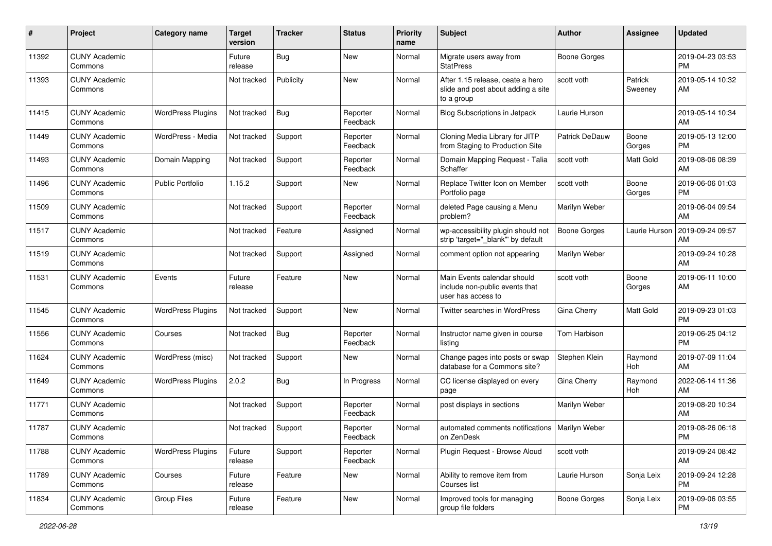| # | Project | Category name | Target version | Tracker | Status | Priority name | Subject | Author | Assignee | Updated |
|---|---|---|---|---|---|---|---|---|---|---|
| 11392 | CUNY Academic Commons | | Future release | Bug | New | Normal | Migrate users away from StatPress | Boone Gorges | | 2019-04-23 03:53 PM |
| 11393 | CUNY Academic Commons | | Not tracked | Publicity | New | Normal | After 1.15 release, ceate a hero slide and post about adding a site to a group | scott voth | Patrick Sweeney | 2019-05-14 10:32 AM |
| 11415 | CUNY Academic Commons | WordPress Plugins | Not tracked | Bug | Reporter Feedback | Normal | Blog Subscriptions in Jetpack | Laurie Hurson | | 2019-05-14 10:34 AM |
| 11449 | CUNY Academic Commons | WordPress - Media | Not tracked | Support | Reporter Feedback | Normal | Cloning Media Library for JITP from Staging to Production Site | Patrick DeDauw | Boone Gorges | 2019-05-13 12:00 PM |
| 11493 | CUNY Academic Commons | Domain Mapping | Not tracked | Support | Reporter Feedback | Normal | Domain Mapping Request - Talia Schaffer | scott voth | Matt Gold | 2019-08-06 08:39 AM |
| 11496 | CUNY Academic Commons | Public Portfolio | 1.15.2 | Support | New | Normal | Replace Twitter Icon on Member Portfolio page | scott voth | Boone Gorges | 2019-06-06 01:03 PM |
| 11509 | CUNY Academic Commons | | Not tracked | Support | Reporter Feedback | Normal | deleted Page causing a Menu problem? | Marilyn Weber | | 2019-06-04 09:54 AM |
| 11517 | CUNY Academic Commons | | Not tracked | Feature | Assigned | Normal | wp-accessibility plugin should not strip 'target="_blank"' by default | Boone Gorges | Laurie Hurson | 2019-09-24 09:57 AM |
| 11519 | CUNY Academic Commons | | Not tracked | Support | Assigned | Normal | comment option not appearing | Marilyn Weber | | 2019-09-24 10:28 AM |
| 11531 | CUNY Academic Commons | Events | Future release | Feature | New | Normal | Main Events calendar should include non-public events that user has access to | scott voth | Boone Gorges | 2019-06-11 10:00 AM |
| 11545 | CUNY Academic Commons | WordPress Plugins | Not tracked | Support | New | Normal | Twitter searches in WordPress | Gina Cherry | Matt Gold | 2019-09-23 01:03 PM |
| 11556 | CUNY Academic Commons | Courses | Not tracked | Bug | Reporter Feedback | Normal | Instructor name given in course listing | Tom Harbison | | 2019-06-25 04:12 PM |
| 11624 | CUNY Academic Commons | WordPress (misc) | Not tracked | Support | New | Normal | Change pages into posts or swap database for a Commons site? | Stephen Klein | Raymond Hoh | 2019-07-09 11:04 AM |
| 11649 | CUNY Academic Commons | WordPress Plugins | 2.0.2 | Bug | In Progress | Normal | CC license displayed on every page | Gina Cherry | Raymond Hoh | 2022-06-14 11:36 AM |
| 11771 | CUNY Academic Commons | | Not tracked | Support | Reporter Feedback | Normal | post displays in sections | Marilyn Weber | | 2019-08-20 10:34 AM |
| 11787 | CUNY Academic Commons | | Not tracked | Support | Reporter Feedback | Normal | automated comments notifications on ZenDesk | Marilyn Weber | | 2019-08-26 06:18 PM |
| 11788 | CUNY Academic Commons | WordPress Plugins | Future release | Support | Reporter Feedback | Normal | Plugin Request - Browse Aloud | scott voth | | 2019-09-24 08:42 AM |
| 11789 | CUNY Academic Commons | Courses | Future release | Feature | New | Normal | Ability to remove item from Courses list | Laurie Hurson | Sonja Leix | 2019-09-24 12:28 PM |
| 11834 | CUNY Academic Commons | Group Files | Future release | Feature | New | Normal | Improved tools for managing group file folders | Boone Gorges | Sonja Leix | 2019-09-06 03:55 PM |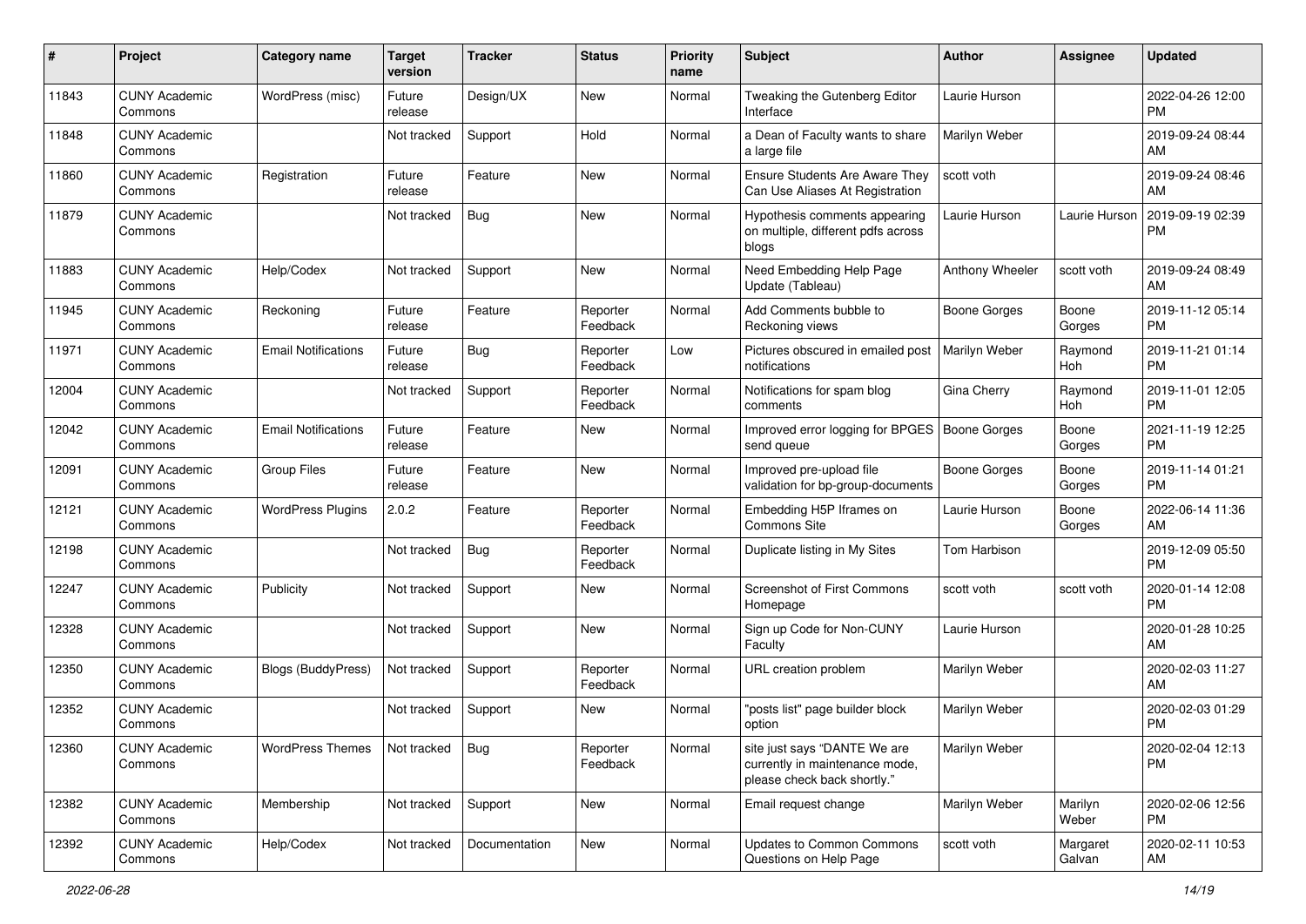| # | Project | Category name | Target version | Tracker | Status | Priority name | Subject | Author | Assignee | Updated |
|---|---|---|---|---|---|---|---|---|---|---|
| 11843 | CUNY Academic Commons | WordPress (misc) | Future release | Design/UX | New | Normal | Tweaking the Gutenberg Editor Interface | Laurie Hurson | | 2022-04-26 12:00 PM |
| 11848 | CUNY Academic Commons | | Not tracked | Support | Hold | Normal | a Dean of Faculty wants to share a large file | Marilyn Weber | | 2019-09-24 08:44 AM |
| 11860 | CUNY Academic Commons | Registration | Future release | Feature | New | Normal | Ensure Students Are Aware They Can Use Aliases At Registration | scott voth | | 2019-09-24 08:46 AM |
| 11879 | CUNY Academic Commons | | Not tracked | Bug | New | Normal | Hypothesis comments appearing on multiple, different pdfs across blogs | Laurie Hurson | Laurie Hurson | 2019-09-19 02:39 PM |
| 11883 | CUNY Academic Commons | Help/Codex | Not tracked | Support | New | Normal | Need Embedding Help Page Update (Tableau) | Anthony Wheeler | scott voth | 2019-09-24 08:49 AM |
| 11945 | CUNY Academic Commons | Reckoning | Future release | Feature | Reporter Feedback | Normal | Add Comments bubble to Reckoning views | Boone Gorges | Boone Gorges | 2019-11-12 05:14 PM |
| 11971 | CUNY Academic Commons | Email Notifications | Future release | Bug | Reporter Feedback | Low | Pictures obscured in emailed post notifications | Marilyn Weber | Raymond Hoh | 2019-11-21 01:14 PM |
| 12004 | CUNY Academic Commons | | Not tracked | Support | Reporter Feedback | Normal | Notifications for spam blog comments | Gina Cherry | Raymond Hoh | 2019-11-01 12:05 PM |
| 12042 | CUNY Academic Commons | Email Notifications | Future release | Feature | New | Normal | Improved error logging for BPGES send queue | Boone Gorges | Boone Gorges | 2021-11-19 12:25 PM |
| 12091 | CUNY Academic Commons | Group Files | Future release | Feature | New | Normal | Improved pre-upload file validation for bp-group-documents | Boone Gorges | Boone Gorges | 2019-11-14 01:21 PM |
| 12121 | CUNY Academic Commons | WordPress Plugins | 2.0.2 | Feature | Reporter Feedback | Normal | Embedding H5P Iframes on Commons Site | Laurie Hurson | Boone Gorges | 2022-06-14 11:36 AM |
| 12198 | CUNY Academic Commons | | Not tracked | Bug | Reporter Feedback | Normal | Duplicate listing in My Sites | Tom Harbison | | 2019-12-09 05:50 PM |
| 12247 | CUNY Academic Commons | Publicity | Not tracked | Support | New | Normal | Screenshot of First Commons Homepage | scott voth | scott voth | 2020-01-14 12:08 PM |
| 12328 | CUNY Academic Commons | | Not tracked | Support | New | Normal | Sign up Code for Non-CUNY Faculty | Laurie Hurson | | 2020-01-28 10:25 AM |
| 12350 | CUNY Academic Commons | Blogs (BuddyPress) | Not tracked | Support | Reporter Feedback | Normal | URL creation problem | Marilyn Weber | | 2020-02-03 11:27 AM |
| 12352 | CUNY Academic Commons | | Not tracked | Support | New | Normal | "posts list" page builder block option | Marilyn Weber | | 2020-02-03 01:29 PM |
| 12360 | CUNY Academic Commons | WordPress Themes | Not tracked | Bug | Reporter Feedback | Normal | site just says "DANTE We are currently in maintenance mode, please check back shortly." | Marilyn Weber | | 2020-02-04 12:13 PM |
| 12382 | CUNY Academic Commons | Membership | Not tracked | Support | New | Normal | Email request change | Marilyn Weber | Marilyn Weber | 2020-02-06 12:56 PM |
| 12392 | CUNY Academic Commons | Help/Codex | Not tracked | Documentation | New | Normal | Updates to Common Commons Questions on Help Page | scott voth | Margaret Galvan | 2020-02-11 10:53 AM |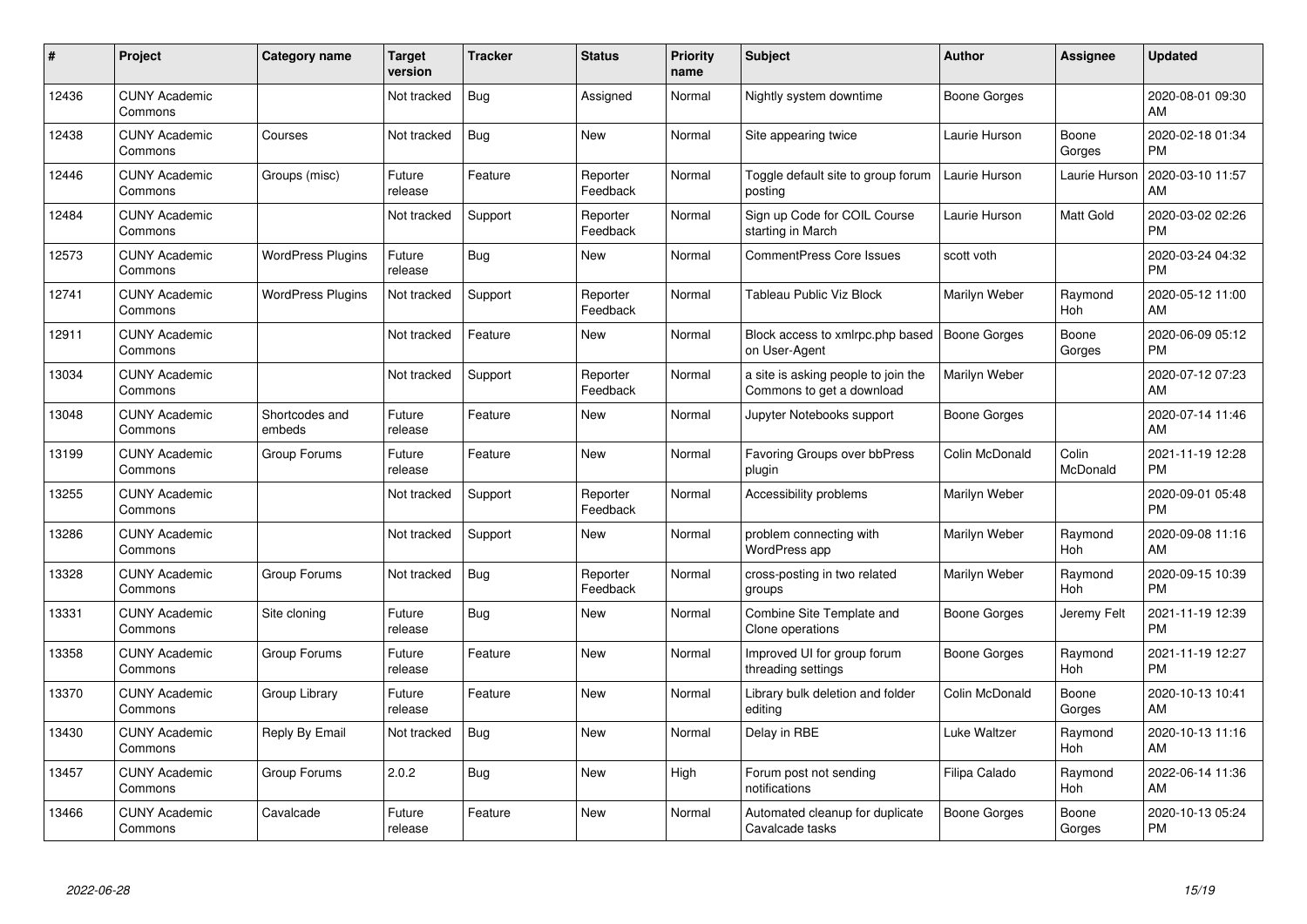| # | Project | Category name | Target version | Tracker | Status | Priority name | Subject | Author | Assignee | Updated |
|---|---|---|---|---|---|---|---|---|---|---|
| 12436 | CUNY Academic Commons | | Not tracked | Bug | Assigned | Normal | Nightly system downtime | Boone Gorges | | 2020-08-01 09:30 AM |
| 12438 | CUNY Academic Commons | Courses | Not tracked | Bug | New | Normal | Site appearing twice | Laurie Hurson | Boone Gorges | 2020-02-18 01:34 PM |
| 12446 | CUNY Academic Commons | Groups (misc) | Future release | Feature | Reporter Feedback | Normal | Toggle default site to group forum posting | Laurie Hurson | Laurie Hurson | 2020-03-10 11:57 AM |
| 12484 | CUNY Academic Commons | | Not tracked | Support | Reporter Feedback | Normal | Sign up Code for COIL Course starting in March | Laurie Hurson | Matt Gold | 2020-03-02 02:26 PM |
| 12573 | CUNY Academic Commons | WordPress Plugins | Future release | Bug | New | Normal | CommentPress Core Issues | scott voth | | 2020-03-24 04:32 PM |
| 12741 | CUNY Academic Commons | WordPress Plugins | Not tracked | Support | Reporter Feedback | Normal | Tableau Public Viz Block | Marilyn Weber | Raymond Hoh | 2020-05-12 11:00 AM |
| 12911 | CUNY Academic Commons | | Not tracked | Feature | New | Normal | Block access to xmlrpc.php based on User-Agent | Boone Gorges | Boone Gorges | 2020-06-09 05:12 PM |
| 13034 | CUNY Academic Commons | | Not tracked | Support | Reporter Feedback | Normal | a site is asking people to join the Commons to get a download | Marilyn Weber | | 2020-07-12 07:23 AM |
| 13048 | CUNY Academic Commons | Shortcodes and embeds | Future release | Feature | New | Normal | Jupyter Notebooks support | Boone Gorges | | 2020-07-14 11:46 AM |
| 13199 | CUNY Academic Commons | Group Forums | Future release | Feature | New | Normal | Favoring Groups over bbPress plugin | Colin McDonald | Colin McDonald | 2021-11-19 12:28 PM |
| 13255 | CUNY Academic Commons | | Not tracked | Support | Reporter Feedback | Normal | Accessibility problems | Marilyn Weber | | 2020-09-01 05:48 PM |
| 13286 | CUNY Academic Commons | | Not tracked | Support | New | Normal | problem connecting with WordPress app | Marilyn Weber | Raymond Hoh | 2020-09-08 11:16 AM |
| 13328 | CUNY Academic Commons | Group Forums | Not tracked | Bug | Reporter Feedback | Normal | cross-posting in two related groups | Marilyn Weber | Raymond Hoh | 2020-09-15 10:39 PM |
| 13331 | CUNY Academic Commons | Site cloning | Future release | Bug | New | Normal | Combine Site Template and Clone operations | Boone Gorges | Jeremy Felt | 2021-11-19 12:39 PM |
| 13358 | CUNY Academic Commons | Group Forums | Future release | Feature | New | Normal | Improved UI for group forum threading settings | Boone Gorges | Raymond Hoh | 2021-11-19 12:27 PM |
| 13370 | CUNY Academic Commons | Group Library | Future release | Feature | New | Normal | Library bulk deletion and folder editing | Colin McDonald | Boone Gorges | 2020-10-13 10:41 AM |
| 13430 | CUNY Academic Commons | Reply By Email | Not tracked | Bug | New | Normal | Delay in RBE | Luke Waltzer | Raymond Hoh | 2020-10-13 11:16 AM |
| 13457 | CUNY Academic Commons | Group Forums | 2.0.2 | Bug | New | High | Forum post not sending notifications | Filipa Calado | Raymond Hoh | 2022-06-14 11:36 AM |
| 13466 | CUNY Academic Commons | Cavalcade | Future release | Feature | New | Normal | Automated cleanup for duplicate Cavalcade tasks | Boone Gorges | Boone Gorges | 2020-10-13 05:24 PM |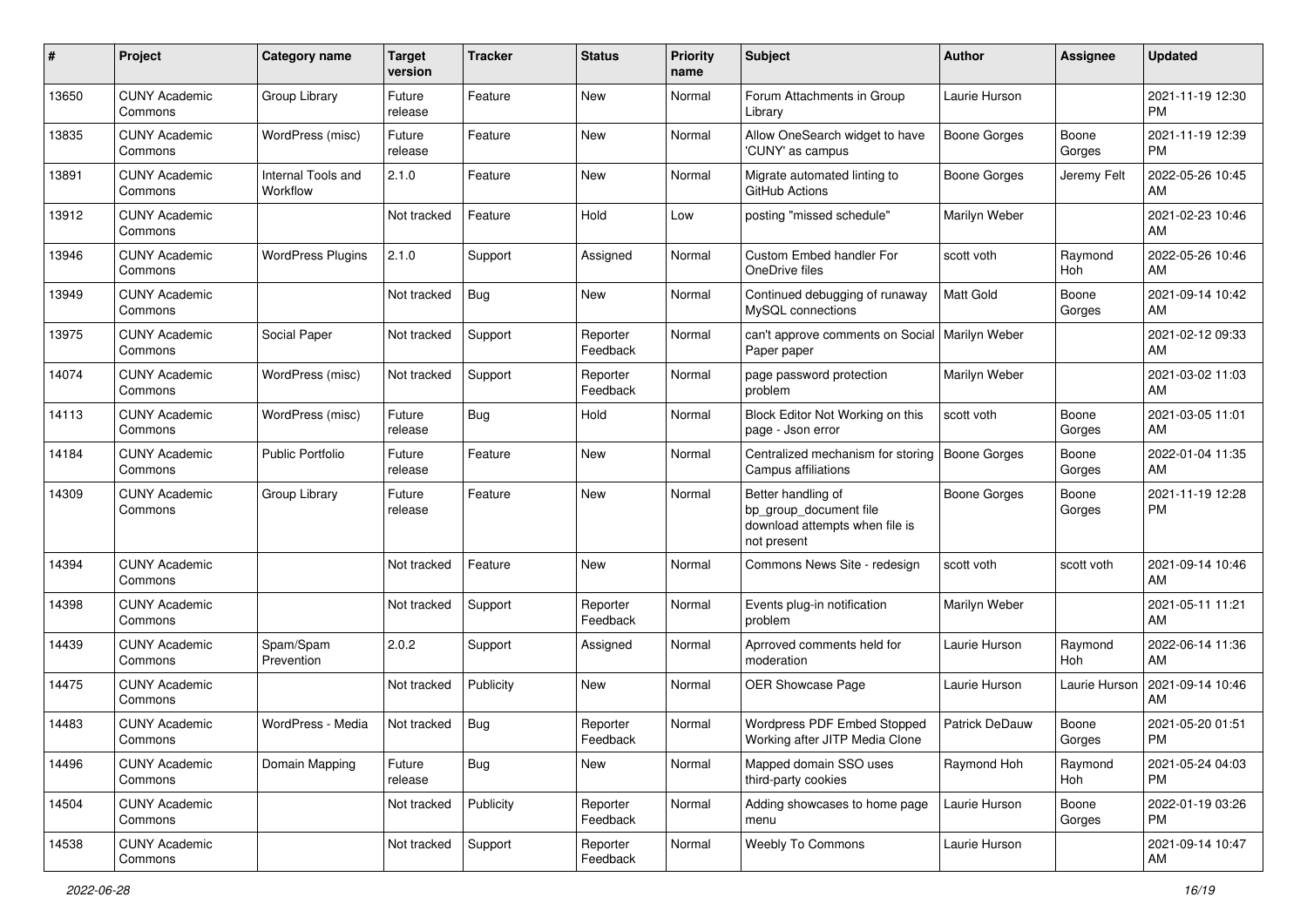| # | Project | Category name | Target version | Tracker | Status | Priority name | Subject | Author | Assignee | Updated |
|---|---|---|---|---|---|---|---|---|---|---|
| 13650 | CUNY Academic Commons | Group Library | Future release | Feature | New | Normal | Forum Attachments in Group Library | Laurie Hurson | | 2021-11-19 12:30 PM |
| 13835 | CUNY Academic Commons | WordPress (misc) | Future release | Feature | New | Normal | Allow OneSearch widget to have 'CUNY' as campus | Boone Gorges | Boone Gorges | 2021-11-19 12:39 PM |
| 13891 | CUNY Academic Commons | Internal Tools and Workflow | 2.1.0 | Feature | New | Normal | Migrate automated linting to GitHub Actions | Boone Gorges | Jeremy Felt | 2022-05-26 10:45 AM |
| 13912 | CUNY Academic Commons | | Not tracked | Feature | Hold | Low | posting "missed schedule" | Marilyn Weber | | 2021-02-23 10:46 AM |
| 13946 | CUNY Academic Commons | WordPress Plugins | 2.1.0 | Support | Assigned | Normal | Custom Embed handler For OneDrive files | scott voth | Raymond Hoh | 2022-05-26 10:46 AM |
| 13949 | CUNY Academic Commons | | Not tracked | Bug | New | Normal | Continued debugging of runaway MySQL connections | Matt Gold | Boone Gorges | 2021-09-14 10:42 AM |
| 13975 | CUNY Academic Commons | Social Paper | Not tracked | Support | Reporter Feedback | Normal | can't approve comments on Social Paper paper | Marilyn Weber | | 2021-02-12 09:33 AM |
| 14074 | CUNY Academic Commons | WordPress (misc) | Not tracked | Support | Reporter Feedback | Normal | page password protection problem | Marilyn Weber | | 2021-03-02 11:03 AM |
| 14113 | CUNY Academic Commons | WordPress (misc) | Future release | Bug | Hold | Normal | Block Editor Not Working on this page - Json error | scott voth | Boone Gorges | 2021-03-05 11:01 AM |
| 14184 | CUNY Academic Commons | Public Portfolio | Future release | Feature | New | Normal | Centralized mechanism for storing Campus affiliations | Boone Gorges | Boone Gorges | 2022-01-04 11:35 AM |
| 14309 | CUNY Academic Commons | Group Library | Future release | Feature | New | Normal | Better handling of bp_group_document file download attempts when file is not present | Boone Gorges | Boone Gorges | 2021-11-19 12:28 PM |
| 14394 | CUNY Academic Commons | | Not tracked | Feature | New | Normal | Commons News Site - redesign | scott voth | scott voth | 2021-09-14 10:46 AM |
| 14398 | CUNY Academic Commons | | Not tracked | Support | Reporter Feedback | Normal | Events plug-in notification problem | Marilyn Weber | | 2021-05-11 11:21 AM |
| 14439 | CUNY Academic Commons | Spam/Spam Prevention | 2.0.2 | Support | Assigned | Normal | Aprroved comments held for moderation | Laurie Hurson | Raymond Hoh | 2022-06-14 11:36 AM |
| 14475 | CUNY Academic Commons | | Not tracked | Publicity | New | Normal | OER Showcase Page | Laurie Hurson | Laurie Hurson | 2021-09-14 10:46 AM |
| 14483 | CUNY Academic Commons | WordPress - Media | Not tracked | Bug | Reporter Feedback | Normal | Wordpress PDF Embed Stopped Working after JITP Media Clone | Patrick DeDauw | Boone Gorges | 2021-05-20 01:51 PM |
| 14496 | CUNY Academic Commons | Domain Mapping | Future release | Bug | New | Normal | Mapped domain SSO uses third-party cookies | Raymond Hoh | Raymond Hoh | 2021-05-24 04:03 PM |
| 14504 | CUNY Academic Commons | | Not tracked | Publicity | Reporter Feedback | Normal | Adding showcases to home page menu | Laurie Hurson | Boone Gorges | 2022-01-19 03:26 PM |
| 14538 | CUNY Academic Commons | | Not tracked | Support | Reporter Feedback | Normal | Weebly To Commons | Laurie Hurson | | 2021-09-14 10:47 AM |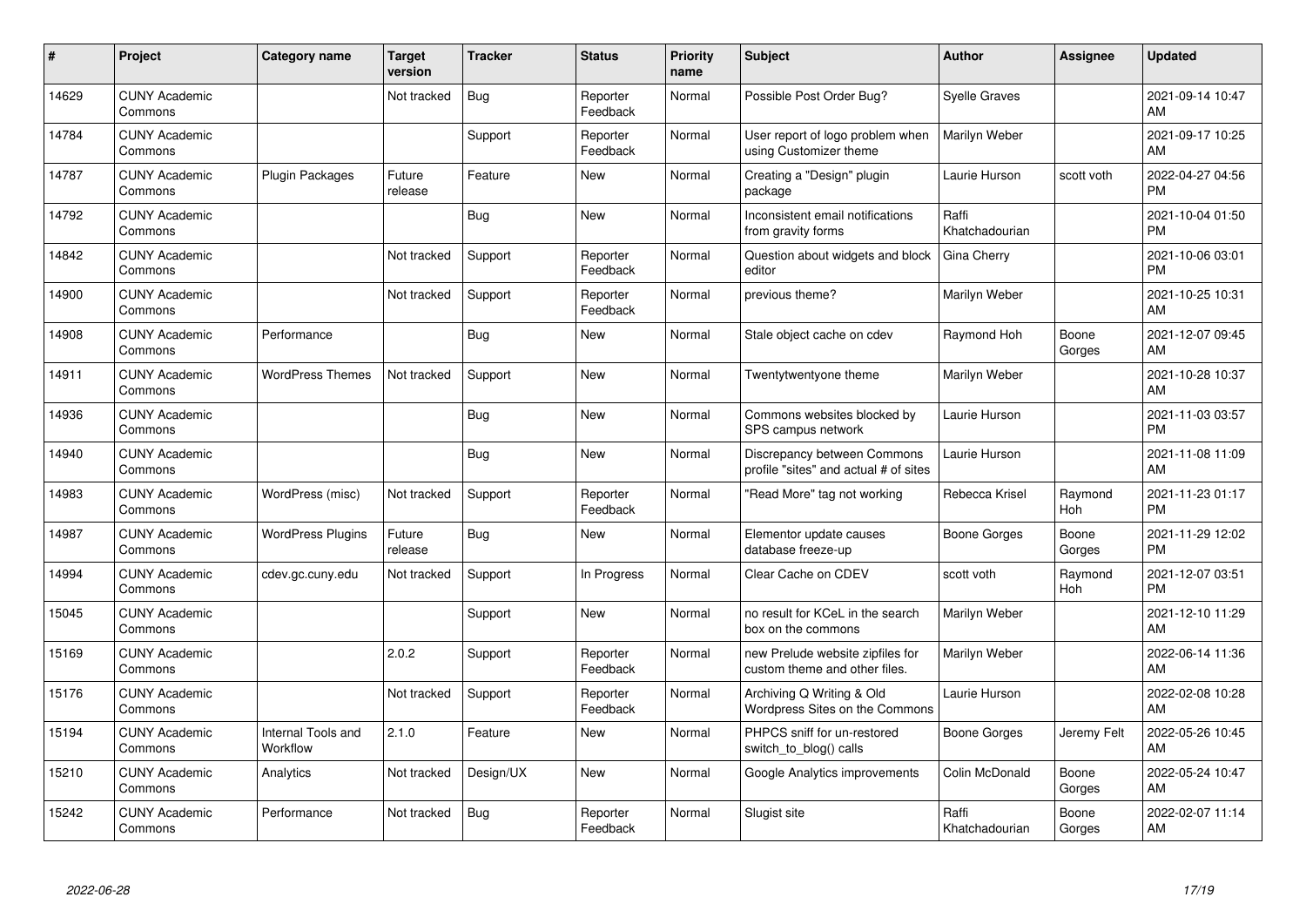| # | Project | Category name | Target version | Tracker | Status | Priority name | Subject | Author | Assignee | Updated |
|---|---|---|---|---|---|---|---|---|---|---|
| 14629 | CUNY Academic Commons | | Not tracked | Bug | Reporter Feedback | Normal | Possible Post Order Bug? | Syelle Graves | | 2021-09-14 10:47 AM |
| 14784 | CUNY Academic Commons | | | Support | Reporter Feedback | Normal | User report of logo problem when using Customizer theme | Marilyn Weber | | 2021-09-17 10:25 AM |
| 14787 | CUNY Academic Commons | Plugin Packages | Future release | Feature | New | Normal | Creating a "Design" plugin package | Laurie Hurson | scott voth | 2022-04-27 04:56 PM |
| 14792 | CUNY Academic Commons | | | Bug | New | Normal | Inconsistent email notifications from gravity forms | Raffi Khatchadourian | | 2021-10-04 01:50 PM |
| 14842 | CUNY Academic Commons | | Not tracked | Support | Reporter Feedback | Normal | Question about widgets and block editor | Gina Cherry | | 2021-10-06 03:01 PM |
| 14900 | CUNY Academic Commons | | Not tracked | Support | Reporter Feedback | Normal | previous theme? | Marilyn Weber | | 2021-10-25 10:31 AM |
| 14908 | CUNY Academic Commons | Performance | | Bug | New | Normal | Stale object cache on cdev | Raymond Hoh | Boone Gorges | 2021-12-07 09:45 AM |
| 14911 | CUNY Academic Commons | WordPress Themes | Not tracked | Support | New | Normal | Twentytwentyone theme | Marilyn Weber | | 2021-10-28 10:37 AM |
| 14936 | CUNY Academic Commons | | | Bug | New | Normal | Commons websites blocked by SPS campus network | Laurie Hurson | | 2021-11-03 03:57 PM |
| 14940 | CUNY Academic Commons | | | Bug | New | Normal | Discrepancy between Commons profile "sites" and actual # of sites | Laurie Hurson | | 2021-11-08 11:09 AM |
| 14983 | CUNY Academic Commons | WordPress (misc) | Not tracked | Support | Reporter Feedback | Normal | "Read More" tag not working | Rebecca Krisel | Raymond Hoh | 2021-11-23 01:17 PM |
| 14987 | CUNY Academic Commons | WordPress Plugins | Future release | Bug | New | Normal | Elementor update causes database freeze-up | Boone Gorges | Boone Gorges | 2021-11-29 12:02 PM |
| 14994 | CUNY Academic Commons | cdev.gc.cuny.edu | Not tracked | Support | In Progress | Normal | Clear Cache on CDEV | scott voth | Raymond Hoh | 2021-12-07 03:51 PM |
| 15045 | CUNY Academic Commons | | | Support | New | Normal | no result for KCeL in the search box on the commons | Marilyn Weber | | 2021-12-10 11:29 AM |
| 15169 | CUNY Academic Commons | | 2.0.2 | Support | Reporter Feedback | Normal | new Prelude website zipfiles for custom theme and other files. | Marilyn Weber | | 2022-06-14 11:36 AM |
| 15176 | CUNY Academic Commons | | Not tracked | Support | Reporter Feedback | Normal | Archiving Q Writing & Old Wordpress Sites on the Commons | Laurie Hurson | | 2022-02-08 10:28 AM |
| 15194 | CUNY Academic Commons | Internal Tools and Workflow | 2.1.0 | Feature | New | Normal | PHPCS sniff for un-restored switch_to_blog() calls | Boone Gorges | Jeremy Felt | 2022-05-26 10:45 AM |
| 15210 | CUNY Academic Commons | Analytics | Not tracked | Design/UX | New | Normal | Google Analytics improvements | Colin McDonald | Boone Gorges | 2022-05-24 10:47 AM |
| 15242 | CUNY Academic Commons | Performance | Not tracked | Bug | Reporter Feedback | Normal | Slugist site | Raffi Khatchadourian | Boone Gorges | 2022-02-07 11:14 AM |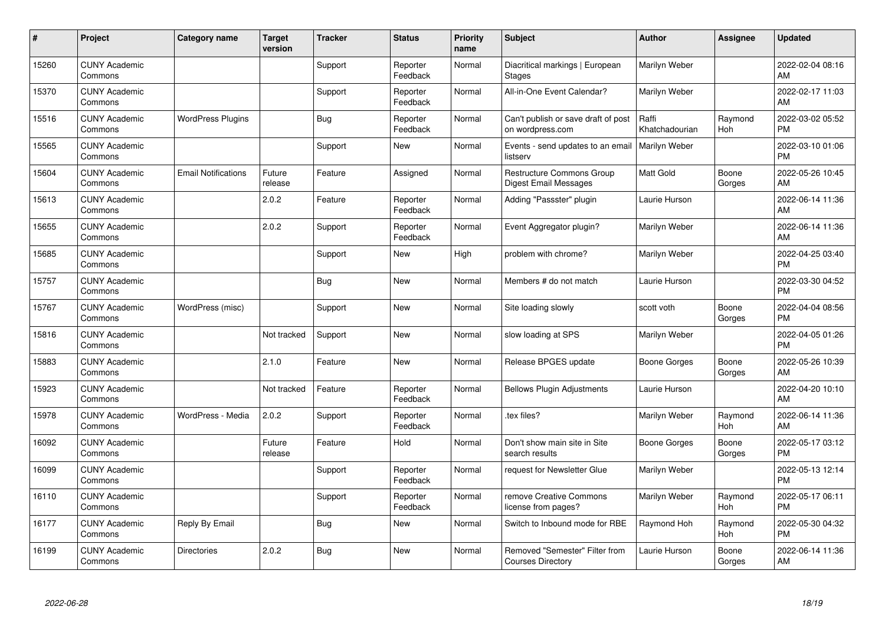| # | Project | Category name | Target version | Tracker | Status | Priority name | Subject | Author | Assignee | Updated |
|---|---|---|---|---|---|---|---|---|---|---|
| 15260 | CUNY Academic Commons | | | Support | Reporter Feedback | Normal | Diacritical markings \| European Stages | Marilyn Weber | | 2022-02-04 08:16 AM |
| 15370 | CUNY Academic Commons | | | Support | Reporter Feedback | Normal | All-in-One Event Calendar? | Marilyn Weber | | 2022-02-17 11:03 AM |
| 15516 | CUNY Academic Commons | WordPress Plugins | | Bug | Reporter Feedback | Normal | Can't publish or save draft of post on wordpress.com | Raffi Khatchadourian | Raymond Hoh | 2022-03-02 05:52 PM |
| 15565 | CUNY Academic Commons | | | Support | New | Normal | Events - send updates to an email listserv | Marilyn Weber | | 2022-03-10 01:06 PM |
| 15604 | CUNY Academic Commons | Email Notifications | Future release | Feature | Assigned | Normal | Restructure Commons Group Digest Email Messages | Matt Gold | Boone Gorges | 2022-05-26 10:45 AM |
| 15613 | CUNY Academic Commons | | 2.0.2 | Feature | Reporter Feedback | Normal | Adding "Passster" plugin | Laurie Hurson | | 2022-06-14 11:36 AM |
| 15655 | CUNY Academic Commons | | 2.0.2 | Support | Reporter Feedback | Normal | Event Aggregator plugin? | Marilyn Weber | | 2022-06-14 11:36 AM |
| 15685 | CUNY Academic Commons | | | Support | New | High | problem with chrome? | Marilyn Weber | | 2022-04-25 03:40 PM |
| 15757 | CUNY Academic Commons | | | Bug | New | Normal | Members # do not match | Laurie Hurson | | 2022-03-30 04:52 PM |
| 15767 | CUNY Academic Commons | WordPress (misc) | | Support | New | Normal | Site loading slowly | scott voth | Boone Gorges | 2022-04-04 08:56 PM |
| 15816 | CUNY Academic Commons | | Not tracked | Support | New | Normal | slow loading at SPS | Marilyn Weber | | 2022-04-05 01:26 PM |
| 15883 | CUNY Academic Commons | | 2.1.0 | Feature | New | Normal | Release BPGES update | Boone Gorges | Boone Gorges | 2022-05-26 10:39 AM |
| 15923 | CUNY Academic Commons | | Not tracked | Feature | Reporter Feedback | Normal | Bellows Plugin Adjustments | Laurie Hurson | | 2022-04-20 10:10 AM |
| 15978 | CUNY Academic Commons | WordPress - Media | 2.0.2 | Support | Reporter Feedback | Normal | .tex files? | Marilyn Weber | Raymond Hoh | 2022-06-14 11:36 AM |
| 16092 | CUNY Academic Commons | | Future release | Feature | Hold | Normal | Don't show main site in Site search results | Boone Gorges | Boone Gorges | 2022-05-17 03:12 PM |
| 16099 | CUNY Academic Commons | | | Support | Reporter Feedback | Normal | request for Newsletter Glue | Marilyn Weber | | 2022-05-13 12:14 PM |
| 16110 | CUNY Academic Commons | | | Support | Reporter Feedback | Normal | remove Creative Commons license from pages? | Marilyn Weber | Raymond Hoh | 2022-05-17 06:11 PM |
| 16177 | CUNY Academic Commons | Reply By Email | | Bug | New | Normal | Switch to Inbound mode for RBE | Raymond Hoh | Raymond Hoh | 2022-05-30 04:32 PM |
| 16199 | CUNY Academic Commons | Directories | 2.0.2 | Bug | New | Normal | Removed "Semester" Filter from Courses Directory | Laurie Hurson | Boone Gorges | 2022-06-14 11:36 AM |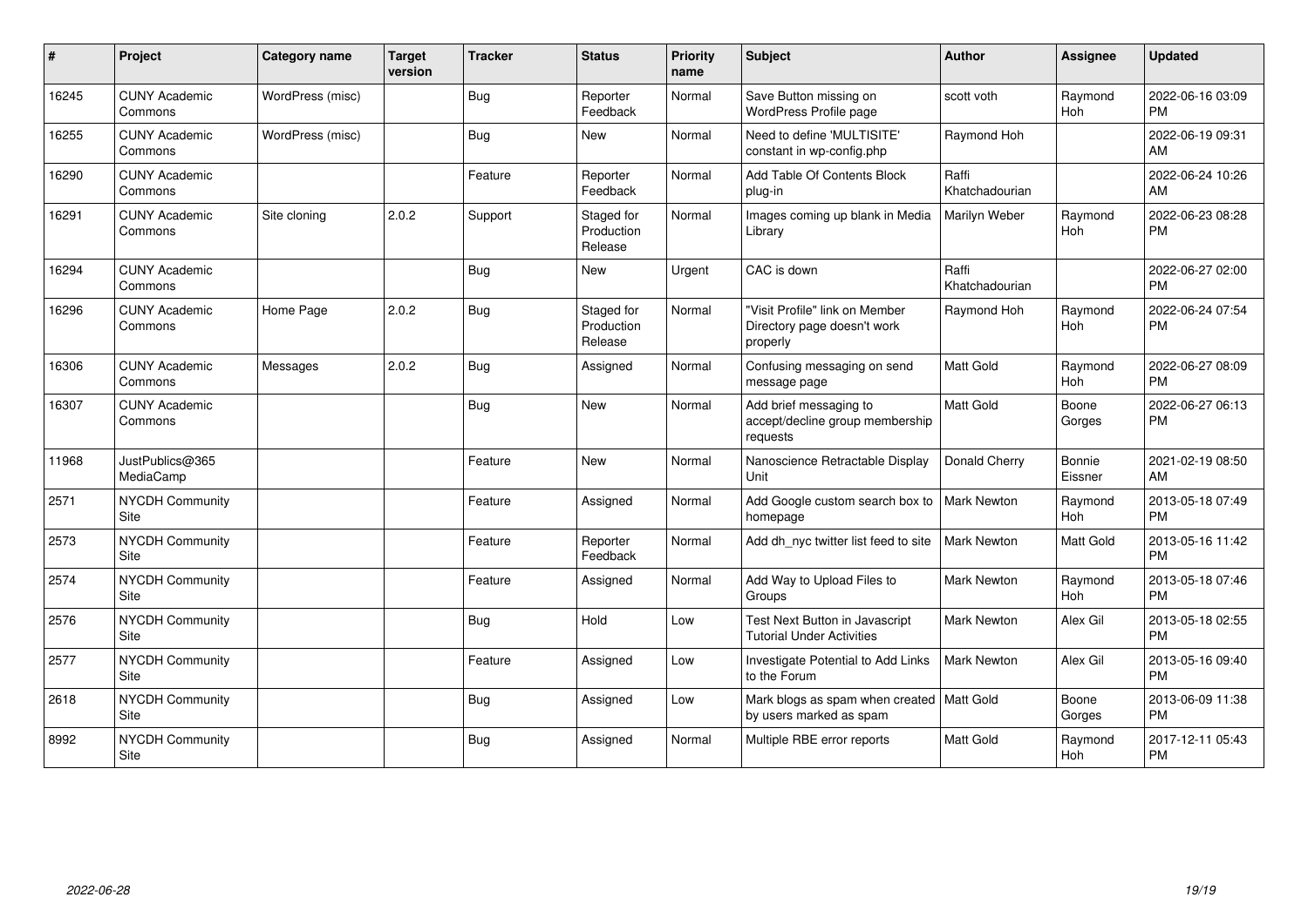| # | Project | Category name | Target version | Tracker | Status | Priority name | Subject | Author | Assignee | Updated |
| --- | --- | --- | --- | --- | --- | --- | --- | --- | --- | --- |
| 16245 | CUNY Academic Commons | WordPress (misc) | | Bug | Reporter Feedback | Normal | Save Button missing on WordPress Profile page | scott voth | Raymond Hoh | 2022-06-16 03:09 PM |
| 16255 | CUNY Academic Commons | WordPress (misc) | | Bug | New | Normal | Need to define 'MULTISITE' constant in wp-config.php | Raymond Hoh | | 2022-06-19 09:31 AM |
| 16290 | CUNY Academic Commons | | | Feature | Reporter Feedback | Normal | Add Table Of Contents Block plug-in | Raffi Khatchadourian | | 2022-06-24 10:26 AM |
| 16291 | CUNY Academic Commons | Site cloning | 2.0.2 | Support | Staged for Production Release | Normal | Images coming up blank in Media Library | Marilyn Weber | Raymond Hoh | 2022-06-23 08:28 PM |
| 16294 | CUNY Academic Commons | | | Bug | New | Urgent | CAC is down | Raffi Khatchadourian | | 2022-06-27 02:00 PM |
| 16296 | CUNY Academic Commons | Home Page | 2.0.2 | Bug | Staged for Production Release | Normal | "Visit Profile" link on Member Directory page doesn't work properly | Raymond Hoh | Raymond Hoh | 2022-06-24 07:54 PM |
| 16306 | CUNY Academic Commons | Messages | 2.0.2 | Bug | Assigned | Normal | Confusing messaging on send message page | Matt Gold | Raymond Hoh | 2022-06-27 08:09 PM |
| 16307 | CUNY Academic Commons | | | Bug | New | Normal | Add brief messaging to accept/decline group membership requests | Matt Gold | Boone Gorges | 2022-06-27 06:13 PM |
| 11968 | JustPublics@365 MediaCamp | | | Feature | New | Normal | Nanoscience Retractable Display Unit | Donald Cherry | Bonnie Eissner | 2021-02-19 08:50 AM |
| 2571 | NYCDH Community Site | | | Feature | Assigned | Normal | Add Google custom search box to homepage | Mark Newton | Raymond Hoh | 2013-05-18 07:49 PM |
| 2573 | NYCDH Community Site | | | Feature | Reporter Feedback | Normal | Add dh_nyc twitter list feed to site | Mark Newton | Matt Gold | 2013-05-16 11:42 PM |
| 2574 | NYCDH Community Site | | | Feature | Assigned | Normal | Add Way to Upload Files to Groups | Mark Newton | Raymond Hoh | 2013-05-18 07:46 PM |
| 2576 | NYCDH Community Site | | | Bug | Hold | Low | Test Next Button in Javascript Tutorial Under Activities | Mark Newton | Alex Gil | 2013-05-18 02:55 PM |
| 2577 | NYCDH Community Site | | | Feature | Assigned | Low | Investigate Potential to Add Links to the Forum | Mark Newton | Alex Gil | 2013-05-16 09:40 PM |
| 2618 | NYCDH Community Site | | | Bug | Assigned | Low | Mark blogs as spam when created by users marked as spam | Matt Gold | Boone Gorges | 2013-06-09 11:38 PM |
| 8992 | NYCDH Community Site | | | Bug | Assigned | Normal | Multiple RBE error reports | Matt Gold | Raymond Hoh | 2017-12-11 05:43 PM |